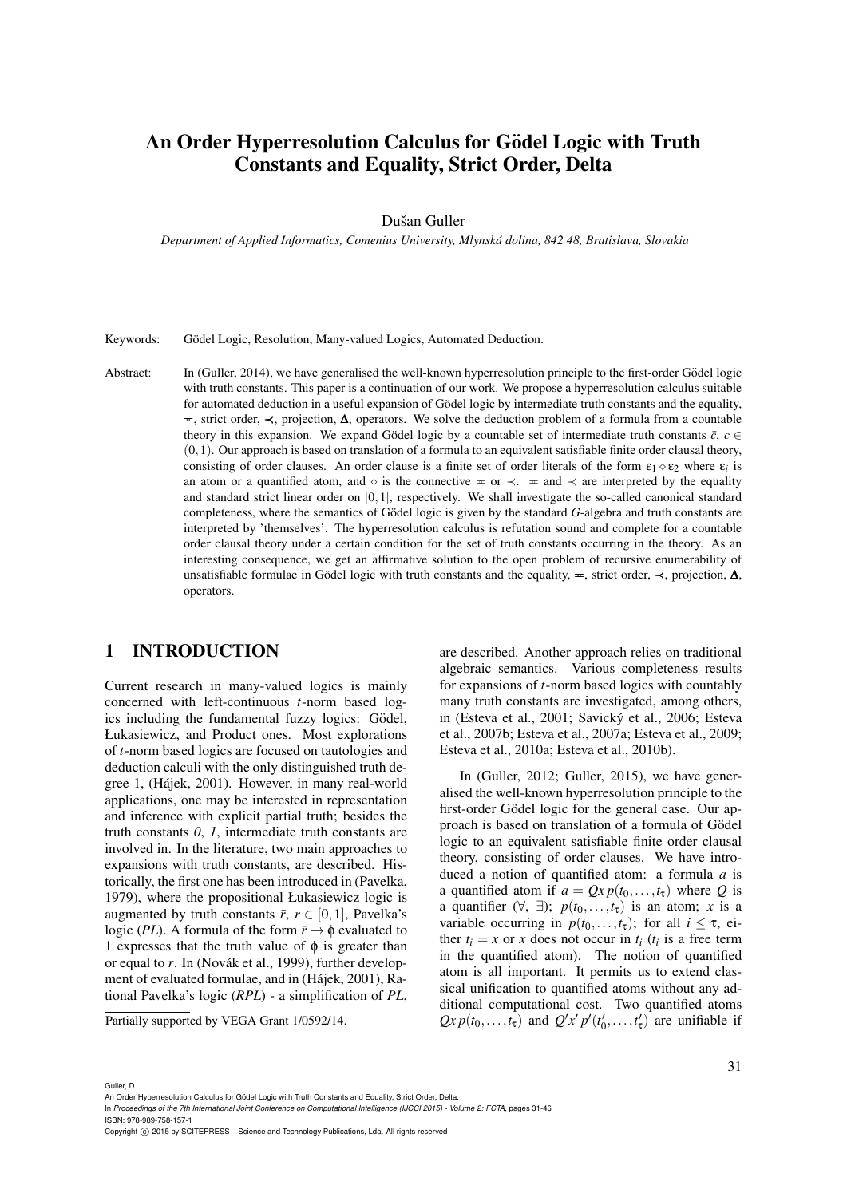# An Order Hyperresolution Calculus for Gödel Logic with Truth Constants and Equality, Strict Order, Delta

Dušan Guller

*Department of Applied Informatics, Comenius University, Mlynská dolina, 842 48, Bratislava, Slovakia*

Keywords: Gödel Logic, Resolution, Many-valued Logics, Automated Deduction.

Abstract: In (Guller, 2014), we have generalised the well-known hyperresolution principle to the first-order Gödel logic with truth constants. This paper is a continuation of our work. We propose a hyperresolution calculus suitable for automated deduction in a useful expansion of Gödel logic by intermediate truth constants and the equality, $\eqcirc$, strict order, $\prec$, projection, $\Delta$, operators. We solve the deduction problem of a formula from a countable theory in this expansion. We expand Gödel logic by a countable set of intermediate truth constants $\bar{c}$, $c \in (0,1)$. Our approach is based on translation of a formula to an equivalent satisfiable finite order clausal theory, consisting of order clauses. An order clause is a finite set of order literals of the form $\varepsilon_1 \diamond \varepsilon_2$ where $\varepsilon_i$ is an atom or a quantified atom, and $\diamond$ is the connective $\eqcirc$ or $\prec$. $\eqcirc$ and $\prec$ are interpreted by the equality and standard strict linear order on $[0,1]$, respectively. We shall investigate the so-called canonical standard completeness, where the semantics of Gödel logic is given by the standard $G$-algebra and truth constants are interpreted by 'themselves'. The hyperresolution calculus is refutation sound and complete for a countable order clausal theory under a certain condition for the set of truth constants occurring in the theory. As an interesting consequence, we get an affirmative solution to the open problem of recursive enumerability of unsatisfiable formulae in Gödel logic with truth constants and the equality, $\eqcirc$, strict order, $\prec$, projection, $\Delta$, operators.

## 1 INTRODUCTION

Current research in many-valued logics is mainly concerned with left-continuous $t$-norm based logics including the fundamental fuzzy logics: Gödel, Łukasiewicz, and Product ones. Most explorations of $t$-norm based logics are focused on tautologies and deduction calculi with the only distinguished truth degree 1, (Hájek, 2001). However, in many real-world applications, one may be interested in representation and inference with explicit partial truth; besides the truth constants *0*, *1*, intermediate truth constants are involved in. In the literature, two main approaches to expansions with truth constants, are described. Historically, the first one has been introduced in (Pavelka, 1979), where the propositional Łukasiewicz logic is augmented by truth constants $\bar{r}$, $r \in [0,1]$, Pavelka's logic (*PL*). A formula of the form $\bar{r} \rightarrow \phi$ evaluated to 1 expresses that the truth value of $\phi$ is greater than or equal to $r$. In (Novák et al., 1999), further development of evaluated formulae, and in (Hájek, 2001), Rational Pavelka's logic (*RPL*) - a simplification of *PL*, are described. Another approach relies on traditional algebraic semantics. Various completeness results for expansions of $t$-norm based logics with countably many truth constants are investigated, among others, in (Esteva et al., 2001; Savický et al., 2006; Esteva et al., 2007b; Esteva et al., 2007a; Esteva et al., 2009; Esteva et al., 2010a; Esteva et al., 2010b).

In (Guller, 2012; Guller, 2015), we have generalised the well-known hyperresolution principle to the first-order Gödel logic for the general case. Our approach is based on translation of a formula of Gödel logic to an equivalent satisfiable finite order clausal theory, consisting of order clauses. We have introduced a notion of quantified atom: a formula $a$ is a quantified atom if $a = Qx\, p(t_0,\dots,t_\tau)$ where $Q$ is a quantifier ($\forall$, $\exists$); $p(t_0,\dots,t_\tau)$ is an atom; $x$ is a variable occurring in $p(t_0,\dots,t_\tau)$; for all $i \leq \tau$, either $t_i = x$ or $x$ does not occur in $t_i$ ($t_i$ is a free term in the quantified atom). The notion of quantified atom is all important. It permits us to extend classical unification to quantified atoms without any additional computational cost. Two quantified atoms $Qx\, p(t_0,\dots,t_\tau)$ and $Q'x'\, p'(t'_0,\dots,t'_\tau)$ are unifiable if

Partially supported by VEGA Grant 1/0592/14.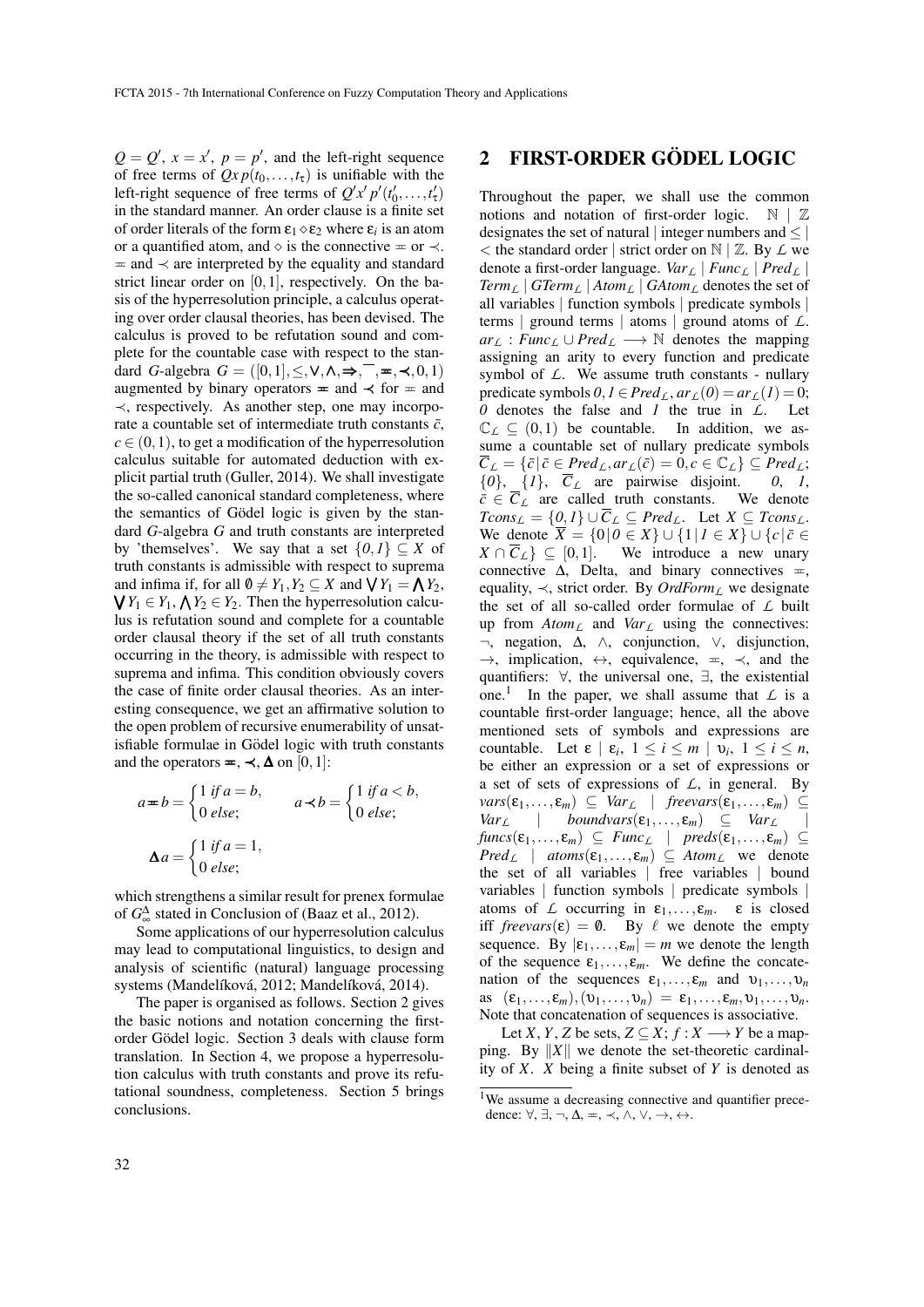$Q = Q'$, $x = x'$, $p = p'$, and the left-right sequence of free terms of $Qx\,p(t_0, \dots, t_\tau)$ is unifiable with the left-right sequence of free terms of $Q'x'\,p'(t'_0, \dots, t'_\tau)$ in the standard manner. An order clause is a finite set of order literals of the form $\varepsilon_1 \diamond \varepsilon_2$ where $\varepsilon_i$ is an atom or a quantified atom, and $\diamond$ is the connective $\eqcirc$ or $\prec$. $\eqcirc$ and $\prec$ are interpreted by the equality and standard strict linear order on $[0,1]$, respectively. On the basis of the hyperresolution principle, a calculus operating over order clausal theories, has been devised. The calculus is proved to be refutation sound and complete for the countable case with respect to the standard $G$-algebra $G = ([0,1], \leq, \vee, \wedge, \Rightarrow, \overline{\ }, \eqcirc, \prec, 0, 1)$ augmented by binary operators $\eqcirc$ and $\prec$ for $\eqcirc$ and $\prec$, respectively. As another step, one may incorporate a countable set of intermediate truth constants $\bar{c}$, $c \in (0,1)$, to get a modification of the hyperresolution calculus suitable for automated deduction with explicit partial truth (Guller, 2014). We shall investigate the so-called canonical standard completeness, where the semantics of Gödel logic is given by the standard $G$-algebra $G$ and truth constants are interpreted by 'themselves'. We say that a set $\{0, 1\} \subseteq X$ of truth constants is admissible with respect to suprema and infima if, for all $\emptyset \neq Y_1, Y_2 \subseteq X$ and $\bigvee Y_1 = \bigwedge Y_2$, $\bigvee Y_1 \in Y_1$, $\bigwedge Y_2 \in Y_2$. Then the hyperresolution calculus is refutation sound and complete for a countable order clausal theory if the set of all truth constants occurring in the theory, is admissible with respect to suprema and infima. This condition obviously covers the case of finite order clausal theories. As an interesting consequence, we get an affirmative solution to the open problem of recursive enumerability of unsatisfiable formulae in Gödel logic with truth constants and the operators $\eqcirc$, $\prec$, $\Delta$ on $[0,1]$:

$$a \eqcirc b = \begin{cases} 1 & \text{if } a = b, \\ 0 & \text{else}; \end{cases} \qquad a \prec b = \begin{cases} 1 & \text{if } a < b, \\ 0 & \text{else}; \end{cases}$$

$$\Delta a = \begin{cases} 1 & \text{if } a = 1, \\ 0 & \text{else}; \end{cases}$$

which strengthens a similar result for prenex formulae of $G_\infty^\Delta$ stated in Conclusion of (Baaz et al., 2012).

Some applications of our hyperresolution calculus may lead to computational linguistics, to design and analysis of scientific (natural) language processing systems (Mandelíková, 2012; Mandelíková, 2014).

The paper is organised as follows. Section 2 gives the basic notions and notation concerning the first-order Gödel logic. Section 3 deals with clause form translation. In Section 4, we propose a hyperresolution calculus with truth constants and prove its refutational soundness, completeness. Section 5 brings conclusions.

## 2 FIRST-ORDER GÖDEL LOGIC

Throughout the paper, we shall use the common notions and notation of first-order logic. $\mathbb{N}$ | $\mathbb{Z}$ designates the set of natural | integer numbers and $\leq$ | $<$ the standard order | strict order on $\mathbb{N}$ | $\mathbb{Z}$. By $\mathcal{L}$ we denote a first-order language. $Var_\mathcal{L}$ | $Func_\mathcal{L}$ | $Pred_\mathcal{L}$ | $Term_\mathcal{L}$ | $GTerm_\mathcal{L}$ | $Atom_\mathcal{L}$ | $GAtom_\mathcal{L}$ denotes the set of all variables | function symbols | predicate symbols | terms | ground terms | atoms | ground atoms of $\mathcal{L}$. $ar_\mathcal{L} : Func_\mathcal{L} \cup Pred_\mathcal{L} \longrightarrow \mathbb{N}$ denotes the mapping assigning an arity to every function and predicate symbol of $\mathcal{L}$. We assume truth constants - nullary predicate symbols $0, 1 \in Pred_\mathcal{L}$, $ar_\mathcal{L}(0) = ar_\mathcal{L}(1) = 0$; $0$ denotes the false and $1$ the true in $\mathcal{L}$. Let $\mathbb{C}_\mathcal{L} \subseteq (0,1)$ be countable. In addition, we assume a countable set of nullary predicate symbols $\overline{C}_\mathcal{L} = \{\bar{c} \mid \bar{c} \in Pred_\mathcal{L}, ar_\mathcal{L}(\bar{c}) = 0, c \in \mathbb{C}_\mathcal{L}\} \subseteq Pred_\mathcal{L}$; $\{0\}$, $\{1\}$, $\overline{C}_\mathcal{L}$ are pairwise disjoint. $0$, $1$, $\bar{c} \in \overline{C}_\mathcal{L}$ are called truth constants. We denote $Tcons_\mathcal{L} = \{0, 1\} \cup \overline{C}_\mathcal{L} \subseteq Pred_\mathcal{L}$. Let $X \subseteq Tcons_\mathcal{L}$. We denote $\overline{X} = \{0 \mid 0 \in X\} \cup \{1 \mid 1 \in X\} \cup \{c \mid \bar{c} \in X \cap \overline{C}_\mathcal{L}\} \subseteq [0,1]$. We introduce a new unary connective $\Delta$, Delta, and binary connectives $\eqcirc$, equality, $\prec$, strict order. By $OrdForm_\mathcal{L}$ we designate the set of all so-called order formulae of $\mathcal{L}$ built up from $Atom_\mathcal{L}$ and $Var_\mathcal{L}$ using the connectives: $\neg$, negation, $\Delta$, $\wedge$, conjunction, $\vee$, disjunction, $\rightarrow$, implication, $\leftrightarrow$, equivalence, $\eqcirc$, $\prec$, and the quantifiers: $\forall$, the universal one, $\exists$, the existential one.[1] In the paper, we shall assume that $\mathcal{L}$ is a countable first-order language; hence, all the above mentioned sets of symbols and expressions are countable. Let $\varepsilon$ | $\varepsilon_i$, $1 \leq i \leq m$ | $\upsilon_i$, $1 \leq i \leq n$, be either an expression or a set of expressions or a set of sets of expressions of $\mathcal{L}$, in general. By $vars(\varepsilon_1, \dots, \varepsilon_m) \subseteq Var_\mathcal{L}$ | $freevars(\varepsilon_1, \dots, \varepsilon_m) \subseteq Var_\mathcal{L}$ | $boundvars(\varepsilon_1, \dots, \varepsilon_m) \subseteq Var_\mathcal{L}$ | $funcs(\varepsilon_1, \dots, \varepsilon_m) \subseteq Func_\mathcal{L}$ | $preds(\varepsilon_1, \dots, \varepsilon_m) \subseteq Pred_\mathcal{L}$ | $atoms(\varepsilon_1, \dots, \varepsilon_m) \subseteq Atom_\mathcal{L}$ we denote the set of all variables | free variables | bound variables | function symbols | predicate symbols | atoms of $\mathcal{L}$ occurring in $\varepsilon_1, \dots, \varepsilon_m$. $\varepsilon$ is closed iff $freevars(\varepsilon) = \emptyset$. By $\ell$ we denote the empty sequence. By $|\varepsilon_1, \dots, \varepsilon_m| = m$ we denote the length of the sequence $\varepsilon_1, \dots, \varepsilon_m$. We define the concatenation of the sequences $\varepsilon_1, \dots, \varepsilon_m$ and $\upsilon_1, \dots, \upsilon_n$ as $(\varepsilon_1, \dots, \varepsilon_m), (\upsilon_1, \dots, \upsilon_n) = \varepsilon_1, \dots, \varepsilon_m, \upsilon_1, \dots, \upsilon_n$. Note that concatenation of sequences is associative.

Let $X$, $Y$, $Z$ be sets, $Z \subseteq X$; $f : X \longrightarrow Y$ be a mapping. By $\|X\|$ we denote the set-theoretic cardinality of $X$. $X$ being a finite subset of $Y$ is denoted as

[1] We assume a decreasing connective and quantifier precedence: $\forall$, $\exists$, $\neg$, $\Delta$, $\eqcirc$, $\prec$, $\wedge$, $\vee$, $\rightarrow$, $\leftrightarrow$.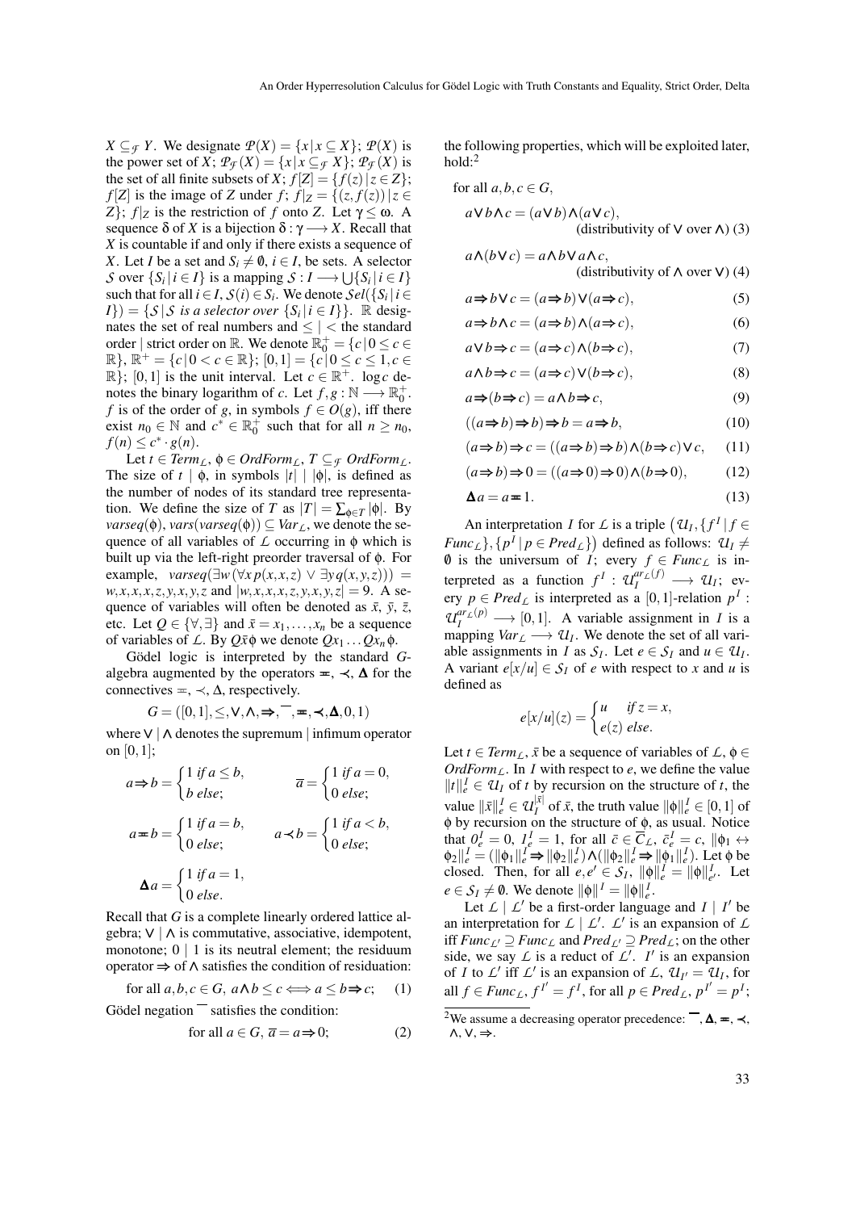$X \subseteq_{\mathcal{F}} Y$. We designate $\mathcal{P}(X) = \{x \,|\, x \subseteq X\}$; $\mathcal{P}(X)$ is the power set of $X$; $\mathcal{P}_{\mathcal{F}}(X) = \{x \,|\, x \subseteq_{\mathcal{F}} X\}$; $\mathcal{P}_{\mathcal{F}}(X)$ is the set of all finite subsets of $X$; $f[Z] = \{f(z) \,|\, z \in Z\}$; $f[Z]$ is the image of $Z$ under $f$; $f|_Z = \{(z, f(z)) \,|\, z \in Z\}$; $f|_Z$ is the restriction of $f$ onto $Z$. Let $\gamma \leq \omega$. A sequence $\delta$ of $X$ is a bijection $\delta : \gamma \longrightarrow X$. Recall that $X$ is countable if and only if there exists a sequence of $X$. Let $I$ be a set and $S_i \neq \emptyset$, $i \in I$, be sets. A selector $\mathcal{S}$ over $\{S_i \,|\, i \in I\}$ is a mapping $\mathcal{S} : I \longrightarrow \bigcup\{S_i \,|\, i \in I\}$ such that for all $i \in I$, $\mathcal{S}(i) \in S_i$. We denote $\mathcal{S}el(\{S_i \,|\, i \in I\}) = \{\mathcal{S} \,|\, \mathcal{S} \textit{ is a selector over } \{S_i \,|\, i \in I\}\}$. $\mathbb{R}$ designates the set of real numbers and $\leq \,|\, <$ the standard order | strict order on $\mathbb{R}$. We denote $\mathbb{R}_0^+ = \{c \,|\, 0 \leq c \in \mathbb{R}\}$, $\mathbb{R}^+ = \{c \,|\, 0 < c \in \mathbb{R}\}$; $[0,1] = \{c \,|\, 0 \leq c \leq 1, c \in \mathbb{R}\}$; $[0,1]$ is the unit interval. Let $c \in \mathbb{R}^+$. $\log c$ denotes the binary logarithm of $c$. Let $f, g : \mathbb{N} \longrightarrow \mathbb{R}_0^+$. $f$ is of the order of $g$, in symbols $f \in O(g)$, iff there exist $n_0 \in \mathbb{N}$ and $c^* \in \mathbb{R}_0^+$ such that for all $n \geq n_0$, $f(n) \leq c^* \cdot g(n)$.

Let $t \in \mathit{Term}_{\mathcal{L}}$, $\phi \in \mathit{OrdForm}_{\mathcal{L}}$, $T \subseteq_{\mathcal{F}} \mathit{OrdForm}_{\mathcal{L}}$. The size of $t \,|\, \phi$, in symbols $|t| \,|\, |\phi|$, is defined as the number of nodes of its standard tree representation. We define the size of $T$ as $|T| = \sum_{\phi \in T} |\phi|$. By $\mathit{varseq}(\phi)$, $\mathit{vars}(\mathit{varseq}(\phi)) \subseteq \mathit{Var}_{\mathcal{L}}$, we denote the sequence of all variables of $\mathcal{L}$ occurring in $\phi$ which is built up via the left-right preorder traversal of $\phi$. For example, $\mathit{varseq}(\exists w\,(\forall x\, p(x,x,z) \vee \exists y\, q(x,y,z))) = w,x,x,x,z,y,x,y,z$ and $|w,x,x,x,z,y,x,y,z| = 9$. A sequence of variables will often be denoted as $\bar{x}$, $\bar{y}$, $\bar{z}$, etc. Let $Q \in \{\forall, \exists\}$ and $\bar{x} = x_1, \dots, x_n$ be a sequence of variables of $\mathcal{L}$. By $Q\bar{x}\phi$ we denote $Qx_1 \dots Qx_n \phi$.

Gödel logic is interpreted by the standard $G$-algebra augmented by the operators $\boldsymbol{=}$, $\boldsymbol{\prec}$, $\boldsymbol{\Delta}$ for the connectives $=$, $\prec$, $\Delta$, respectively.

$$G = ([0,1], \leq, \vee, \wedge, \Rightarrow, \overline{\phantom{a}}, \boldsymbol{=}, \boldsymbol{\prec}, \boldsymbol{\Delta}, 0, 1)$$

where $\vee \,|\, \wedge$ denotes the supremum | infimum operator on $[0,1]$;

$$a \Rightarrow b = \begin{cases} 1 & \textit{if } a \leq b, \\ b & \textit{else}; \end{cases} \qquad \overline{a} = \begin{cases} 1 & \textit{if } a = 0, \\ 0 & \textit{else}; \end{cases}$$

$$a \boldsymbol{=} b = \begin{cases} 1 & \textit{if } a = b, \\ 0 & \textit{else}; \end{cases} \qquad a \boldsymbol{\prec} b = \begin{cases} 1 & \textit{if } a < b, \\ 0 & \textit{else}; \end{cases}$$

$$\boldsymbol{\Delta} a = \begin{cases} 1 & \textit{if } a = 1, \\ 0 & \textit{else}. \end{cases}$$

Recall that $G$ is a complete linearly ordered lattice algebra; $\vee \,|\, \wedge$ is commutative, associative, idempotent, monotone; $0 \,|\, 1$ is its neutral element; the residuum operator $\Rightarrow$ of $\wedge$ satisfies the condition of residuation:

$$\text{for all } a,b,c \in G,\ a \wedge b \leq c \Longleftrightarrow a \leq b \Rightarrow c; \tag{1}$$

Gödel negation $\overline{\phantom{a}}$ satisfies the condition:

$$\text{for all } a \in G,\ \overline{a} = a \Rightarrow 0; \tag{2}$$

the following properties, which will be exploited later, hold:[2]

for all $a,b,c \in G$,

$$a \vee b \wedge c = (a \vee b) \wedge (a \vee c), \quad \text{(distributivity of } \vee \text{ over } \wedge) \tag{3}$$

$$a \wedge (b \vee c) = a \wedge b \vee a \wedge c, \quad \text{(distributivity of } \wedge \text{ over } \vee) \tag{4}$$

$$a \Rightarrow b \vee c = (a \Rightarrow b) \vee (a \Rightarrow c), \tag{5}$$

$$a \Rightarrow b \wedge c = (a \Rightarrow b) \wedge (a \Rightarrow c), \tag{6}$$

$$a \vee b \Rightarrow c = (a \Rightarrow c) \wedge (b \Rightarrow c), \tag{7}$$

$$a \wedge b \Rightarrow c = (a \Rightarrow c) \vee (b \Rightarrow c), \tag{8}$$

$$a \Rightarrow (b \Rightarrow c) = a \wedge b \Rightarrow c, \tag{9}$$

$$((a \Rightarrow b) \Rightarrow b) \Rightarrow b = a \Rightarrow b, \tag{10}$$

$$(a \Rightarrow b) \Rightarrow c = ((a \Rightarrow b) \Rightarrow b) \wedge (b \Rightarrow c) \vee c, \tag{11}$$

$$(a \Rightarrow b) \Rightarrow 0 = ((a \Rightarrow 0) \Rightarrow 0) \wedge (b \Rightarrow 0), \tag{12}$$

$$\boldsymbol{\Delta} a = a \boldsymbol{=} 1. \tag{13}$$

An interpretation $I$ for $\mathcal{L}$ is a triple $\big(\mathcal{U}_I, \{f^I \,|\, f \in \mathit{Func}_{\mathcal{L}}\}, \{p^I \,|\, p \in \mathit{Pred}_{\mathcal{L}}\}\big)$ defined as follows: $\mathcal{U}_I \neq \emptyset$ is the universum of $I$; every $f \in \mathit{Func}_{\mathcal{L}}$ is interpreted as a function $f^I : \mathcal{U}_I^{ar_{\mathcal{L}}(f)} \longrightarrow \mathcal{U}_I$; every $p \in \mathit{Pred}_{\mathcal{L}}$ is interpreted as a $[0,1]$-relation $p^I : \mathcal{U}_I^{ar_{\mathcal{L}}(p)} \longrightarrow [0,1]$. A variable assignment in $I$ is a mapping $\mathit{Var}_{\mathcal{L}} \longrightarrow \mathcal{U}_I$. We denote the set of all variable assignments in $I$ as $\mathcal{S}_I$. Let $e \in \mathcal{S}_I$ and $u \in \mathcal{U}_I$. A variant $e[x/u] \in \mathcal{S}_I$ of $e$ with respect to $x$ and $u$ is defined as

$$e[x/u](z) = \begin{cases} u & \textit{if } z = x, \\ e(z) & \textit{else}. \end{cases}$$

Let $t \in \mathit{Term}_{\mathcal{L}}$, $\bar{x}$ be a sequence of variables of $\mathcal{L}$, $\phi \in \mathit{OrdForm}_{\mathcal{L}}$. In $I$ with respect to $e$, we define the value $\|t\|_e^I \in \mathcal{U}_I$ of $t$ by recursion on the structure of $t$, the value $\|\bar{x}\|_e^I \in \mathcal{U}_I^{|\bar{x}|}$ of $\bar{x}$, the truth value $\|\phi\|_e^I \in [0,1]$ of $\phi$ by recursion on the structure of $\phi$, as usual. Notice that $0_e^I = 0$, $1_e^I = 1$, for all $\bar{c} \in \overline{C}_{\mathcal{L}}$, $\bar{c}_e^I = c$, $\|\phi_1 \leftrightarrow \phi_2\|_e^I = (\|\phi_1\|_e^I \Rightarrow \|\phi_2\|_e^I) \wedge (\|\phi_2\|_e^I \Rightarrow \|\phi_1\|_e^I)$. Let $\phi$ be closed. Then, for all $e, e' \in \mathcal{S}_I$, $\|\phi\|_e^I = \|\phi\|_{e'}^I$. Let $e \in \mathcal{S}_I \neq \emptyset$. We denote $\|\phi\|^I = \|\phi\|_e^I$.

Let $\mathcal{L} \,|\, \mathcal{L}'$ be a first-order language and $I \,|\, I'$ be an interpretation for $\mathcal{L} \,|\, \mathcal{L}'$. $\mathcal{L}'$ is an expansion of $\mathcal{L}$ iff $\mathit{Func}_{\mathcal{L}'} \supseteq \mathit{Func}_{\mathcal{L}}$ and $\mathit{Pred}_{\mathcal{L}'} \supseteq \mathit{Pred}_{\mathcal{L}}$; on the other side, we say $\mathcal{L}$ is a reduct of $\mathcal{L}'$. $I'$ is an expansion of $I$ to $\mathcal{L}'$ iff $\mathcal{L}'$ is an expansion of $\mathcal{L}$, $\mathcal{U}_{I'} = \mathcal{U}_I$, for all $f \in \mathit{Func}_{\mathcal{L}}$, $f^{I'} = f^I$, for all $p \in \mathit{Pred}_{\mathcal{L}}$, $p^{I'} = p^I$;

[2] We assume a decreasing operator precedence: $\overline{\phantom{a}}$, $\boldsymbol{\Delta}$, $\boldsymbol{=}$, $\boldsymbol{\prec}$, $\wedge$, $\vee$, $\Rightarrow$.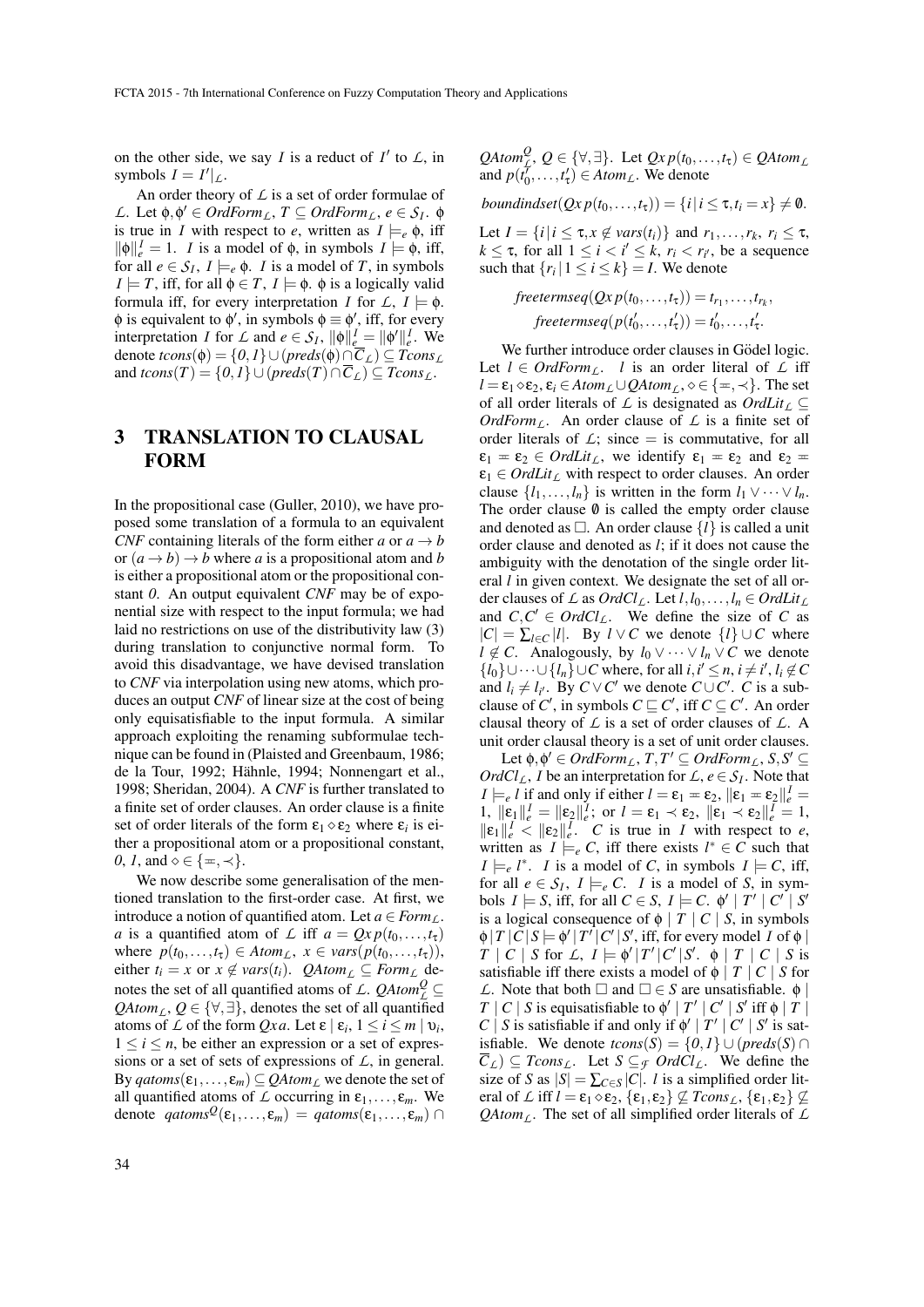on the other side, we say $I$ is a reduct of $I'$ to $\mathcal{L}$, in symbols $I = I'|_{\mathcal{L}}$.

An order theory of $\mathcal{L}$ is a set of order formulae of $\mathcal{L}$. Let $\phi, \phi' \in OrdForm_{\mathcal{L}}$, $T \subseteq OrdForm_{\mathcal{L}}$, $e \in \mathcal{S}_I$. $\phi$ is true in $I$ with respect to $e$, written as $I \models_e \phi$, iff $\|\phi\|_e^I = 1$. $I$ is a model of $\phi$, in symbols $I \models \phi$, iff, for all $e \in \mathcal{S}_I$, $I \models_e \phi$. $I$ is a model of $T$, in symbols $I \models T$, iff, for all $\phi \in T$, $I \models \phi$. $\phi$ is a logically valid formula iff, for every interpretation $I$ for $\mathcal{L}$, $I \models \phi$. $\phi$ is equivalent to $\phi'$, in symbols $\phi \equiv \phi'$, iff, for every interpretation $I$ for $\mathcal{L}$ and $e \in \mathcal{S}_I$, $\|\phi\|_e^I = \|\phi'\|_e^I$. We denote $tcons(\phi) = \{0, 1\} \cup (preds(\phi) \cap \overline{C}_{\mathcal{L}}) \subseteq Tcons_{\mathcal{L}}$ and $tcons(T) = \{0, 1\} \cup (preds(T) \cap \overline{C}_{\mathcal{L}}) \subseteq Tcons_{\mathcal{L}}$.

# 3 TRANSLATION TO CLAUSAL FORM

In the propositional case (Guller, 2010), we have proposed some translation of a formula to an equivalent *CNF* containing literals of the form either $a$ or $a \rightarrow b$ or $(a \rightarrow b) \rightarrow b$ where $a$ is a propositional atom and $b$ is either a propositional atom or the propositional constant $0$. An output equivalent *CNF* may be of exponential size with respect to the input formula; we had laid no restrictions on use of the distributivity law (3) during translation to conjunctive normal form. To avoid this disadvantage, we have devised translation to *CNF* via interpolation using new atoms, which produces an output *CNF* of linear size at the cost of being only equisatisfiable to the input formula. A similar approach exploiting the renaming subformulae technique can be found in (Plaisted and Greenbaum, 1986; de la Tour, 1992; Hähnle, 1994; Nonnengart et al., 1998; Sheridan, 2004). A *CNF* is further translated to a finite set of order clauses. An order clause is a finite set of order literals of the form $\varepsilon_1 \diamond \varepsilon_2$ where $\varepsilon_i$ is either a propositional atom or a propositional constant, $0$, $1$, and $\diamond \in \{=\!\!\!\!\!\!\;\;=, \prec\}$.

We now describe some generalisation of the mentioned translation to the first-order case. At first, we introduce a notion of quantified atom. Let $a \in Form_{\mathcal{L}}$. $a$ is a quantified atom of $\mathcal{L}$ iff $a = Qx\, p(t_0, \dots, t_\tau)$ where $p(t_0, \dots, t_\tau) \in Atom_{\mathcal{L}}$, $x \in vars(p(t_0, \dots, t_\tau))$, either $t_i = x$ or $x \not\in vars(t_i)$. $QAtom_{\mathcal{L}} \subseteq Form_{\mathcal{L}}$ denotes the set of all quantified atoms of $\mathcal{L}$. $QAtom_{\mathcal{L}}^Q \subseteq QAtom_{\mathcal{L}}$, $Q \in \{\forall, \exists\}$, denotes the set of all quantified atoms of $\mathcal{L}$ of the form $Qx a$. Let $\varepsilon \mid \varepsilon_i$, $1 \le i \le m \mid \upsilon_i$, $1 \le i \le n$, be either an expression or a set of expressions or a set of sets of expressions of $\mathcal{L}$, in general. By $qatoms(\varepsilon_1, \dots, \varepsilon_m) \subseteq QAtom_{\mathcal{L}}$ we denote the set of all quantified atoms of $\mathcal{L}$ occurring in $\varepsilon_1, \dots, \varepsilon_m$. We denote $qatoms^Q(\varepsilon_1, \dots, \varepsilon_m) = qatoms(\varepsilon_1, \dots, \varepsilon_m) \cap QAtom_{\mathcal{L}}^Q$, $Q \in \{\forall, \exists\}$. Let $Qx\, p(t_0, \dots, t_\tau) \in QAtom_{\mathcal{L}}$ and $p(t_0', \dots, t_\tau') \in Atom_{\mathcal{L}}$. We denote

$$boundindset(Qx\, p(t_0, \dots, t_\tau)) = \{i \mid i \le \tau, t_i = x\} \neq \emptyset.$$

Let $I = \{i \mid i \le \tau, x \not\in vars(t_i)\}$ and $r_1, \dots, r_k$, $r_i \le \tau$, $k \le \tau$, for all $1 \le i < i' \le k$, $r_i < r_{i'}$, be a sequence such that $\{r_i \mid 1 \le i \le k\} = I$. We denote

$$freetermseq(Qx\, p(t_0, \dots, t_\tau)) = t_{r_1}, \dots, t_{r_k},$$
$$freetermseq(p(t_0', \dots, t_\tau')) = t_0', \dots, t_\tau'.$$

We further introduce order clauses in Gödel logic. Let $l \in OrdForm_{\mathcal{L}}$. $l$ is an order literal of $\mathcal{L}$ iff $l = \varepsilon_1 \diamond \varepsilon_2$, $\varepsilon_i \in Atom_{\mathcal{L}} \cup QAtom_{\mathcal{L}}$, $\diamond \in \{=\!\!\!\!\!\!\;\;=, \prec\}$. The set of all order literals of $\mathcal{L}$ is designated as $OrdLit_{\mathcal{L}} \subseteq OrdForm_{\mathcal{L}}$. An order clause of $\mathcal{L}$ is a finite set of order literals of $\mathcal{L}$; since $=\!\!\!\!\!\!\;\;=$ is commutative, for all $\varepsilon_1 =\!\!\!\!\!\!\;\;= \varepsilon_2 \in OrdLit_{\mathcal{L}}$, we identify $\varepsilon_1 =\!\!\!\!\!\!\;\;= \varepsilon_2$ and $\varepsilon_2 =\!\!\!\!\!\!\;\;= \varepsilon_1 \in OrdLit_{\mathcal{L}}$ with respect to order clauses. An order clause $\{l_1, \dots, l_n\}$ is written in the form $l_1 \vee \dots \vee l_n$. The order clause $\emptyset$ is called the empty order clause and denoted as $\square$. An order clause $\{l\}$ is called a unit order clause and denoted as $l$; if it does not cause the ambiguity with the denotation of the single order literal $l$ in given context. We designate the set of all order clauses of $\mathcal{L}$ as $OrdCl_{\mathcal{L}}$. Let $l, l_0, \dots, l_n \in OrdLit_{\mathcal{L}}$ and $C, C' \in OrdCl_{\mathcal{L}}$. We define the size of $C$ as $|C| = \sum_{l \in C} |l|$. By $l \vee C$ we denote $\{l\} \cup C$ where $l \not\in C$. Analogously, by $l_0 \vee \dots \vee l_n \vee C$ we denote $\{l_0\} \cup \dots \cup \{l_n\} \cup C$ where, for all $i, i' \le n$, $i \neq i'$, $l_i \not\in C$ and $l_i \neq l_{i'}$. By $C \vee C'$ we denote $C \cup C'$. $C$ is a subclause of $C'$, in symbols $C \sqsubseteq C'$, iff $C \subseteq C'$. An order clausal theory of $\mathcal{L}$ is a set of order clauses of $\mathcal{L}$. A unit order clausal theory is a set of unit order clauses.

Let $\phi, \phi' \in OrdForm_{\mathcal{L}}$, $T, T' \subseteq OrdForm_{\mathcal{L}}$, $S, S' \subseteq OrdCl_{\mathcal{L}}$, $I$ be an interpretation for $\mathcal{L}$, $e \in \mathcal{S}_I$. Note that $I \models_e l$ if and only if either $l = \varepsilon_1 =\!\!\!\!\!\!\;\;= \varepsilon_2$, $\|\varepsilon_1 =\!\!\!\!\!\!\;\;= \varepsilon_2\|_e^I = 1$, $\|\varepsilon_1\|_e^I = \|\varepsilon_2\|_e^I$; or $l = \varepsilon_1 \prec \varepsilon_2$, $\|\varepsilon_1 \prec \varepsilon_2\|_e^I = 1$, $\|\varepsilon_1\|_e^I < \|\varepsilon_2\|_e^I$. $C$ is true in $I$ with respect to $e$, written as $I \models_e C$, iff there exists $l^* \in C$ such that $I \models_e l^*$. $I$ is a model of $C$, in symbols $I \models C$, iff, for all $e \in \mathcal{S}_I$, $I \models_e C$. $I$ is a model of $S$, in symbols $I \models S$, iff, for all $C \in S$, $I \models C$. $\phi' \mid T' \mid C' \mid S'$ is a logical consequence of $\phi \mid T \mid C \mid S$, in symbols $\phi | T | C | S \models \phi' | T' | C' | S'$, iff, for every model $I$ of $\phi \mid T \mid C \mid S$ for $\mathcal{L}$, $I \models \phi' | T' | C' | S'$. $\phi \mid T \mid C \mid S$ is satisfiable iff there exists a model of $\phi \mid T \mid C \mid S$ for $\mathcal{L}$. Note that both $\square$ and $\square \in S$ are unsatisfiable. $\phi \mid T \mid C \mid S$ is equisatisfiable to $\phi' \mid T' \mid C' \mid S'$ iff $\phi \mid T \mid C \mid S$ is satisfiable if and only if $\phi' \mid T' \mid C' \mid S'$ is satisfiable. We denote $tcons(S) = \{0, 1\} \cup (preds(S) \cap \overline{C}_{\mathcal{L}}) \subseteq Tcons_{\mathcal{L}}$. Let $S \subseteq_{\mathcal{F}} OrdCl_{\mathcal{L}}$. We define the size of $S$ as $|S| = \sum_{C \in S} |C|$. $l$ is a simplified order literal of $\mathcal{L}$ iff $l = \varepsilon_1 \diamond \varepsilon_2$, $\{\varepsilon_1, \varepsilon_2\} \not\subseteq Tcons_{\mathcal{L}}$, $\{\varepsilon_1, \varepsilon_2\} \not\subseteq QAtom_{\mathcal{L}}$. The set of all simplified order literals of $\mathcal{L}$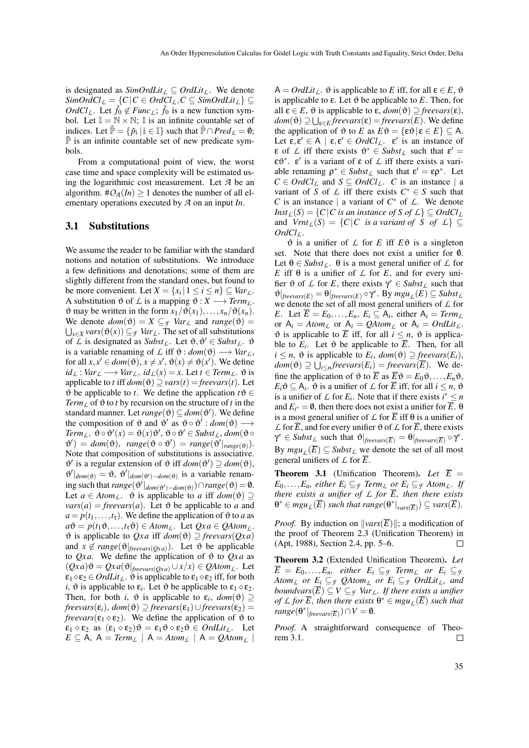is designated as $SimOrdLit_{\mathcal{L}} \subseteq OrdLit_{\mathcal{L}}$. We denote $SimOrdCl_{\mathcal{L}} = \{C \,|\, C \in OrdCl_{\mathcal{L}}, C \subseteq SimOrdLit_{\mathcal{L}}\} \subseteq OrdCl_{\mathcal{L}}$. Let $\tilde{f}_0 \notin Func_{\mathcal{L}}$; $\tilde{f}_0$ is a new function symbol. Let $\mathbb{I} = \mathbb{N} \times \mathbb{N}$; $\mathbb{I}$ is an infinite countable set of indices. Let $\tilde{\mathbb{P}} = \{\tilde{p}_{\mathbb{i}} \,|\, \mathbb{i} \in \mathbb{I}\}$ such that $\tilde{\mathbb{P}} \cap Pred_{\mathcal{L}} = \emptyset$; $\tilde{\mathbb{P}}$ is an infinite countable set of new predicate symbols.

From a computational point of view, the worst case time and space complexity will be estimated using the logarithmic cost measurement. Let $\mathcal{A}$ be an algorithm. $\#O_{\mathcal{A}}(In) \geq 1$ denotes the number of all elementary operations executed by $\mathcal{A}$ on an input $In$.

### 3.1 Substitutions

We assume the reader to be familiar with the standard notions and notation of substitutions. We introduce a few definitions and denotations; some of them are slightly different from the standard ones, but found to be more convenient. Let $X = \{x_i \,|\, 1 \leq i \leq n\} \subseteq Var_{\mathcal{L}}$. A substitution $\vartheta$ of $\mathcal{L}$ is a mapping $\vartheta : X \longrightarrow Term_{\mathcal{L}}$. $\vartheta$ may be written in the form $x_1/\vartheta(x_1), \dots, x_n/\vartheta(x_n)$. We denote $dom(\vartheta) = X \subseteq_{\mathcal{F}} Var_{\mathcal{L}}$ and $range(\vartheta) = \bigcup_{x \in X} vars(\vartheta(x)) \subseteq_{\mathcal{F}} Var_{\mathcal{L}}$. The set of all substitutions of $\mathcal{L}$ is designated as $Subst_{\mathcal{L}}$. Let $\vartheta, \vartheta' \in Subst_{\mathcal{L}}$. $\vartheta$ is a variable renaming of $\mathcal{L}$ iff $\vartheta : dom(\vartheta) \longrightarrow Var_{\mathcal{L}}$, for all $x, x' \in dom(\vartheta)$, $x \neq x'$, $\vartheta(x) \neq \vartheta(x')$. We define $id_{\mathcal{L}} : Var_{\mathcal{L}} \longrightarrow Var_{\mathcal{L}}$, $id_{\mathcal{L}}(x) = x$. Let $t \in Term_{\mathcal{L}}$. $\vartheta$ is applicable to $t$ iff $dom(\vartheta) \supseteq vars(t) = freevars(t)$. Let $\vartheta$ be applicable to $t$. We define the application $t\vartheta \in Term_{\mathcal{L}}$ of $\vartheta$ to $t$ by recursion on the structure of $t$ in the standard manner. Let $range(\vartheta) \subseteq dom(\vartheta')$. We define the composition of $\vartheta$ and $\vartheta'$ as $\vartheta \circ \vartheta' : dom(\vartheta) \longrightarrow Term_{\mathcal{L}}$, $\vartheta \circ \vartheta'(x) = \vartheta(x)\vartheta'$, $\vartheta \circ \vartheta' \in Subst_{\mathcal{L}}$, $dom(\vartheta \circ \vartheta') = dom(\vartheta)$, $range(\vartheta \circ \vartheta') = range(\vartheta'|_{range(\vartheta)})$. Note that composition of substitutions is associative. $\vartheta'$ is a regular extension of $\vartheta$ iff $dom(\vartheta') \supseteq dom(\vartheta)$, $\vartheta'|_{dom(\vartheta)} = \vartheta$, $\vartheta'|_{dom(\vartheta') - dom(\vartheta)}$ is a variable renaming such that $range(\vartheta'|_{dom(\vartheta') - dom(\vartheta)}) \cap range(\vartheta) = \emptyset$. Let $a \in Atom_{\mathcal{L}}$. $\vartheta$ is applicable to $a$ iff $dom(\vartheta) \supseteq vars(a) = freevars(a)$. Let $\vartheta$ be applicable to $a$ and $a = p(t_1, \dots, t_\tau)$. We define the application of $\vartheta$ to $a$ as $a\vartheta = p(t_1\vartheta, \dots, t_\tau\vartheta) \in Atom_{\mathcal{L}}$. Let $Qx\,a \in QAtom_{\mathcal{L}}$. $\vartheta$ is applicable to $Qx\,a$ iff $dom(\vartheta) \supseteq freevars(Qx\,a)$ and $x \notin range(\vartheta|_{freevars(Qx\,a)})$. Let $\vartheta$ be applicable to $Qx\,a$. We define the application of $\vartheta$ to $Qx\,a$ as $(Qx\,a)\vartheta = Qx\,a(\vartheta|_{freevars(Qx\,a)} \cup x/x) \in QAtom_{\mathcal{L}}$. Let $\varepsilon_1 \diamond \varepsilon_2 \in OrdLit_{\mathcal{L}}$. $\vartheta$ is applicable to $\varepsilon_1 \diamond \varepsilon_2$ iff, for both $i$, $\vartheta$ is applicable to $\varepsilon_i$. Let $\vartheta$ be applicable to $\varepsilon_1 \diamond \varepsilon_2$. Then, for both $i$, $\vartheta$ is applicable to $\varepsilon_i$, $dom(\vartheta) \supseteq freevars(\varepsilon_i)$, $dom(\vartheta) \supseteq freevars(\varepsilon_1) \cup freevars(\varepsilon_2) = freevars(\varepsilon_1 \diamond \varepsilon_2)$. We define the application of $\vartheta$ to $\varepsilon_1 \diamond \varepsilon_2$ as $(\varepsilon_1 \diamond \varepsilon_2)\vartheta = \varepsilon_1\vartheta \diamond \varepsilon_2\vartheta \in OrdLit_{\mathcal{L}}$. Let $E \subseteq \mathsf{A}$, $\mathsf{A} = Term_{\mathcal{L}} \mid \mathsf{A} = Atom_{\mathcal{L}} \mid \mathsf{A} = QAtom_{\mathcal{L}} \mid \mathsf{A} = OrdLit_{\mathcal{L}}$. $\vartheta$ is applicable to $E$ iff, for all $\varepsilon \in E$, $\vartheta$ is applicable to $\varepsilon$. Let $\vartheta$ be applicable to $E$. Then, for all $\varepsilon \in E$, $\vartheta$ is applicable to $\varepsilon$, $dom(\vartheta) \supseteq freevars(\varepsilon)$, $dom(\vartheta) \supseteq \bigcup_{\varepsilon \in E} freevars(\varepsilon) = freevars(E)$. We define the application of $\vartheta$ to $E$ as $E\vartheta = \{\varepsilon\vartheta \,|\, \varepsilon \in E\} \subseteq \mathsf{A}$. Let $\varepsilon, \varepsilon' \in \mathsf{A} \mid \varepsilon, \varepsilon' \in OrdCl_{\mathcal{L}}$. $\varepsilon'$ is an instance of $\varepsilon$ of $\mathcal{L}$ iff there exists $\vartheta^* \in Subst_{\mathcal{L}}$ such that $\varepsilon' = \varepsilon\vartheta^*$. $\varepsilon'$ is a variant of $\varepsilon$ of $\mathcal{L}$ iff there exists a variable renaming $\rho^* \in Subst_{\mathcal{L}}$ such that $\varepsilon' = \varepsilon\rho^*$. Let $C \in OrdCl_{\mathcal{L}}$ and $S \subseteq OrdCl_{\mathcal{L}}$. $C$ is an instance $\mid$ a variant of $S$ of $\mathcal{L}$ iff there exists $C^* \in S$ such that $C$ is an instance $\mid$ a variant of $C^*$ of $\mathcal{L}$. We denote $Inst_{\mathcal{L}}(S) = \{C \,|\, C \text{ is an instance of } S \text{ of } \mathcal{L}\} \subseteq OrdCl_{\mathcal{L}}$ and $Vrnt_{\mathcal{L}}(S) = \{C \,|\, C \text{ is a variant of } S \text{ of } \mathcal{L}\} \subseteq OrdCl_{\mathcal{L}}$.

$\vartheta$ is a unifier of $\mathcal{L}$ for $E$ iff $E\vartheta$ is a singleton set. Note that there does not exist a unifier for $\emptyset$. Let $\theta \in Subst_{\mathcal{L}}$. $\theta$ is a most general unifier of $\mathcal{L}$ for $E$ iff $\theta$ is a unifier of $\mathcal{L}$ for $E$, and for every unifier $\vartheta$ of $\mathcal{L}$ for $E$, there exists $\gamma^* \in Subst_{\mathcal{L}}$ such that $\vartheta|_{freevars(E)} = \theta|_{freevars(E)} \circ \gamma^*$. By $mgu_{\mathcal{L}}(E) \subseteq Subst_{\mathcal{L}}$ we denote the set of all most general unifiers of $\mathcal{L}$ for $E$. Let $\overline{E} = E_0, \dots, E_n$, $E_i \subseteq \mathsf{A}_i$, either $\mathsf{A}_i = Term_{\mathcal{L}}$ or $\mathsf{A}_i = Atom_{\mathcal{L}}$ or $\mathsf{A}_i = QAtom_{\mathcal{L}}$ or $\mathsf{A}_i = OrdLit_{\mathcal{L}}$. $\vartheta$ is applicable to $\overline{E}$ iff, for all $i \leq n$, $\vartheta$ is applicable to $E_i$. Let $\vartheta$ be applicable to $\overline{E}$. Then, for all $i \leq n$, $\vartheta$ is applicable to $E_i$, $dom(\vartheta) \supseteq freevars(E_i)$, $dom(\vartheta) \supseteq \bigcup_{i \leq n} freevars(E_i) = freevars(\overline{E})$. We define the application of $\vartheta$ to $\overline{E}$ as $\overline{E}\vartheta = E_0\vartheta, \dots, E_n\vartheta$, $E_i\vartheta \subseteq \mathsf{A}_i$. $\vartheta$ is a unifier of $\mathcal{L}$ for $\overline{E}$ iff, for all $i \leq n$, $\vartheta$ is a unifier of $\mathcal{L}$ for $E_i$. Note that if there exists $i^* \leq n$ and $E_{i^*} = \emptyset$, then there does not exist a unifier for $\overline{E}$. $\theta$ is a most general unifier of $\mathcal{L}$ for $\overline{E}$ iff $\theta$ is a unifier of $\mathcal{L}$ for $\overline{E}$, and for every unifier $\vartheta$ of $\mathcal{L}$ for $\overline{E}$, there exists $\gamma^* \in Subst_{\mathcal{L}}$ such that $\vartheta|_{freevars(\overline{E})} = \theta|_{freevars(\overline{E})} \circ \gamma^*$. By $mgu_{\mathcal{L}}(\overline{E}) \subseteq Subst_{\mathcal{L}}$ we denote the set of all most general unifiers of $\mathcal{L}$ for $\overline{E}$.

**Theorem 3.1** (Unification Theorem)**.** *Let $\overline{E} = E_0, \dots, E_n$, either $E_i \subseteq_{\mathcal{F}} Term_{\mathcal{L}}$ or $E_i \subseteq_{\mathcal{F}} Atom_{\mathcal{L}}$. If there exists a unifier of $\mathcal{L}$ for $\overline{E}$, then there exists $\theta^* \in mgu_{\mathcal{L}}(\overline{E})$ such that $range(\theta^*|_{vars(\overline{E})}) \subseteq vars(\overline{E})$.*

*Proof.* By induction on $\|vars(\overline{E})\|$; a modification of the proof of Theorem 2.3 (Unification Theorem) in (Apt, 1988), Section 2.4, pp. 5–6. ∎

**Theorem 3.2** (Extended Unification Theorem)**.** *Let $\overline{E} = E_0, \dots, E_n$, either $E_i \subseteq_{\mathcal{F}} Term_{\mathcal{L}}$ or $E_i \subseteq_{\mathcal{F}} Atom_{\mathcal{L}}$ or $E_i \subseteq_{\mathcal{F}} QAtom_{\mathcal{L}}$ or $E_i \subseteq_{\mathcal{F}} OrdLit_{\mathcal{L}}$, and $boundvars(\overline{E}) \subseteq V \subseteq_{\mathcal{F}} Var_{\mathcal{L}}$. If there exists a unifier of $\mathcal{L}$ for $\overline{E}$, then there exists $\theta^* \in mgu_{\mathcal{L}}(\overline{E})$ such that $range(\theta^*|_{freevars(\overline{E})}) \cap V = \emptyset$.*

*Proof.* A straightforward consequence of Theorem 3.1. ∎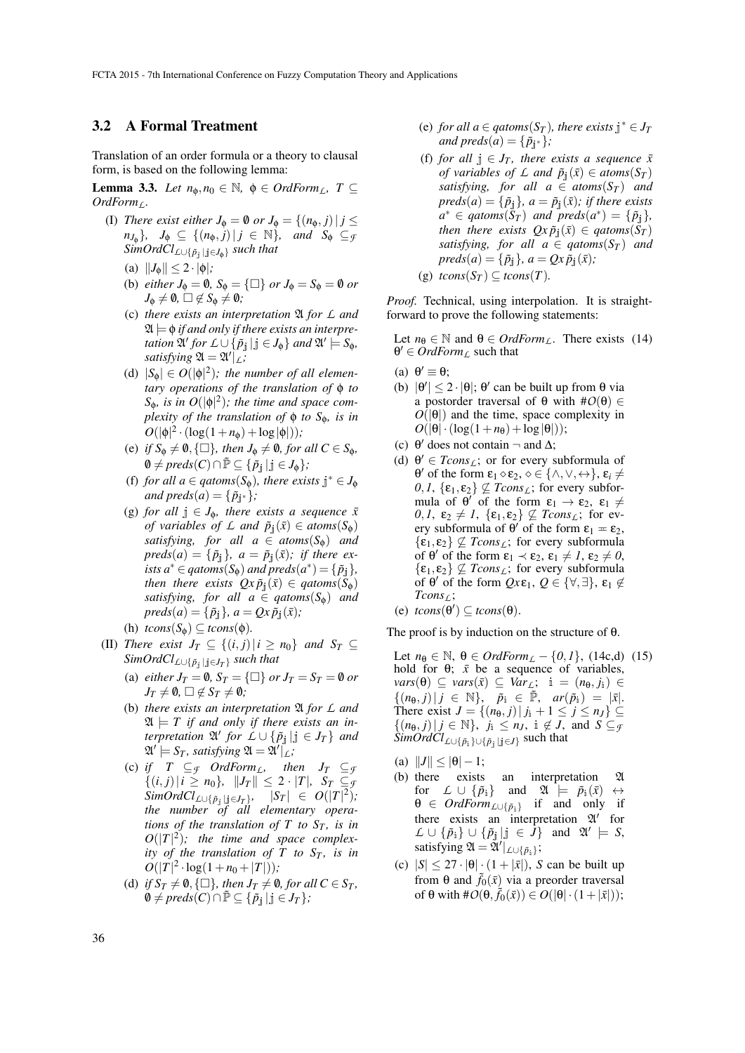### 3.2 A Formal Treatment

Translation of an order formula or a theory to clausal form, is based on the following lemma:

**Lemma 3.3.** *Let $n_\phi, n_0 \in \mathbb{N}$, $\phi \in OrdForm_{\mathcal{L}}$, $T \subseteq OrdForm_{\mathcal{L}}$.*

(I) *There exist either $J_\phi = \emptyset$ or $J_\phi = \{(n_\phi, j) \,|\, j \leq n_{J_\phi}\}$, $J_\phi \subseteq \{(n_\phi, j) \,|\, j \in \mathbb{N}\}$, and $S_\phi \subseteq_{\mathcal{F}} SimOrdCl_{\mathcal{L} \cup \{\tilde{p}_{\mathbb{j}} \,|\, \mathbb{j} \in J_\phi\}}$ such that*

(a) $\|J_\phi\| \leq 2 \cdot |\phi|$;

(b) *either $J_\phi = \emptyset$, $S_\phi = \{\square\}$ or $J_\phi = S_\phi = \emptyset$ or $J_\phi \neq \emptyset$, $\square \notin S_\phi \neq \emptyset$;*

(c) *there exists an interpretation $\mathfrak{A}$ for $\mathcal{L}$ and $\mathfrak{A} \models \phi$ if and only if there exists an interpretation $\mathfrak{A}'$ for $\mathcal{L} \cup \{\tilde{p}_{\mathbb{j}} \,|\, \mathbb{j} \in J_\phi\}$ and $\mathfrak{A}' \models S_\phi$, satisfying $\mathfrak{A} = \mathfrak{A}'|_{\mathcal{L}}$;*

(d) *$|S_\phi| \in O(|\phi|^2)$; the number of all elementary operations of the translation of $\phi$ to $S_\phi$, is in $O(|\phi|^2)$; the time and space complexity of the translation of $\phi$ to $S_\phi$, is in $O(|\phi|^2 \cdot (\log(1 + n_\phi) + \log|\phi|))$;*

(e) *if $S_\phi \neq \emptyset, \{\square\}$, then $J_\phi \neq \emptyset$, for all $C \in S_\phi$, $\emptyset \neq preds(C) \cap \tilde{\mathbb{P}} \subseteq \{\tilde{p}_{\mathbb{j}} \,|\, \mathbb{j} \in J_\phi\}$;*

(f) *for all $a \in qatoms(S_\phi)$, there exists $\mathbb{j}^* \in J_\phi$ and $preds(a) = \{\tilde{p}_{\mathbb{j}^*}\}$;*

(g) *for all $\mathbb{j} \in J_\phi$, there exists a sequence $\bar{x}$ of variables of $\mathcal{L}$ and $\tilde{p}_{\mathbb{j}}(\bar{x}) \in atoms(S_\phi)$ satisfying, for all $a \in atoms(S_\phi)$ and $preds(a) = \{\tilde{p}_{\mathbb{j}}\}$, $a = \tilde{p}_{\mathbb{j}}(\bar{x})$; if there exists $a^* \in qatoms(S_\phi)$ and $preds(a^*) = \{\tilde{p}_{\mathbb{j}}\}$, then there exists $Qx\,\tilde{p}_{\mathbb{j}}(\bar{x}) \in qatoms(S_\phi)$ satisfying, for all $a \in qatoms(S_\phi)$ and $preds(a) = \{\tilde{p}_{\mathbb{j}}\}$, $a = Qx\,\tilde{p}_{\mathbb{j}}(\bar{x})$;*

(h) $tcons(S_\phi) \subseteq tcons(\phi)$.

(II) *There exist $J_T \subseteq \{(i, j) \,|\, i \geq n_0\}$ and $S_T \subseteq SimOrdCl_{\mathcal{L} \cup \{\tilde{p}_{\mathbb{j}} \,|\, \mathbb{j} \in J_T\}}$ such that*

(a) *either $J_T = \emptyset$, $S_T = \{\square\}$ or $J_T = S_T = \emptyset$ or $J_T \neq \emptyset$, $\square \notin S_T \neq \emptyset$;*

(b) *there exists an interpretation $\mathfrak{A}$ for $\mathcal{L}$ and $\mathfrak{A} \models T$ if and only if there exists an interpretation $\mathfrak{A}'$ for $\mathcal{L} \cup \{\tilde{p}_{\mathbb{j}} \,|\, \mathbb{j} \in J_T\}$ and $\mathfrak{A}' \models S_T$, satisfying $\mathfrak{A} = \mathfrak{A}'|_{\mathcal{L}}$;*

(c) *if $T \subseteq_{\mathcal{F}} OrdForm_{\mathcal{L}}$, then $J_T \subseteq_{\mathcal{F}} \{(i, j) \,|\, i \geq n_0\}$, $\|J_T\| \leq 2 \cdot |T|$, $S_T \subseteq_{\mathcal{F}} SimOrdCl_{\mathcal{L} \cup \{\tilde{p}_{\mathbb{j}} \,|\, \mathbb{j} \in J_T\}}$, $|S_T| \in O(|T|^2)$; the number of all elementary operations of the translation of $T$ to $S_T$, is in $O(|T|^2)$; the time and space complexity of the translation of $T$ to $S_T$, is in $O(|T|^2 \cdot \log(1 + n_0 + |T|))$;*

(d) *if $S_T \neq \emptyset, \{\square\}$, then $J_T \neq \emptyset$, for all $C \in S_T$, $\emptyset \neq preds(C) \cap \tilde{\mathbb{P}} \subseteq \{\tilde{p}_{\mathbb{j}} \,|\, \mathbb{j} \in J_T\}$;*

(e) *for all $a \in qatoms(S_T)$, there exists $\mathbb{j}^* \in J_T$ and $preds(a) = \{\tilde{p}_{\mathbb{j}^*}\}$;*

(f) *for all $\mathbb{j} \in J_T$, there exists a sequence $\bar{x}$ of variables of $\mathcal{L}$ and $\tilde{p}_{\mathbb{j}}(\bar{x}) \in atoms(S_T)$ satisfying, for all $a \in atoms(S_T)$ and $preds(a) = \{\tilde{p}_{\mathbb{j}}\}$, $a = \tilde{p}_{\mathbb{j}}(\bar{x})$; if there exists $a^* \in qatoms(S_T)$ and $preds(a^*) = \{\tilde{p}_{\mathbb{j}}\}$, then there exists $Qx\,\tilde{p}_{\mathbb{j}}(\bar{x}) \in qatoms(S_T)$ satisfying, for all $a \in qatoms(S_T)$ and $preds(a) = \{\tilde{p}_{\mathbb{j}}\}$, $a = Qx\,\tilde{p}_{\mathbb{j}}(\bar{x})$;*

(g) $tcons(S_T) \subseteq tcons(T)$.

*Proof.* Technical, using interpolation. It is straightforward to prove the following statements:

Let $n_\theta \in \mathbb{N}$ and $\theta \in OrdForm_{\mathcal{L}}$. There exists $\theta' \in OrdForm_{\mathcal{L}}$ such that (14)

(a) $\theta' \equiv \theta$;

(b) $|\theta'| \leq 2 \cdot |\theta|$; $\theta'$ can be built up from $\theta$ via a postorder traversal of $\theta$ with $\#O(\theta) \in O(|\theta|)$ and the time, space complexity in $O(|\theta| \cdot (\log(1 + n_\theta) + \log|\theta|))$;

(c) $\theta'$ does not contain $\neg$ and $\Delta$;

(d) $\theta' \in Tcons_{\mathcal{L}}$; or for every subformula of $\theta'$ of the form $\varepsilon_1 \diamond \varepsilon_2$, $\diamond \in \{\wedge, \vee, \leftrightarrow\}$, $\varepsilon_i \neq 0, 1$, $\{\varepsilon_1, \varepsilon_2\} \not\subseteq Tcons_{\mathcal{L}}$; for every subformula of $\theta'$ of the form $\varepsilon_1 \rightarrow \varepsilon_2$, $\varepsilon_1 \neq 0, 1$, $\varepsilon_2 \neq 1$, $\{\varepsilon_1, \varepsilon_2\} \not\subseteq Tcons_{\mathcal{L}}$; for every subformula of $\theta'$ of the form $\varepsilon_1 \eqcirc \varepsilon_2$, $\{\varepsilon_1, \varepsilon_2\} \not\subseteq Tcons_{\mathcal{L}}$; for every subformula of $\theta'$ of the form $\varepsilon_1 \prec \varepsilon_2$, $\varepsilon_1 \neq 1$, $\varepsilon_2 \neq 0$, $\{\varepsilon_1, \varepsilon_2\} \not\subseteq Tcons_{\mathcal{L}}$; for every subformula of $\theta'$ of the form $Qx\,\varepsilon_1$, $Q \in \{\forall, \exists\}$, $\varepsilon_1 \notin Tcons_{\mathcal{L}}$;

(e) $tcons(\theta') \subseteq tcons(\theta)$.

The proof is by induction on the structure of $\theta$.

Let $n_\theta \in \mathbb{N}$, $\theta \in OrdForm_{\mathcal{L}} - \{0, 1\}$, (14c,d) hold for $\theta$; $\bar{x}$ be a sequence of variables, $vars(\theta) \subseteq vars(\bar{x}) \subseteq Var_{\mathcal{L}}$; $\mathbb{i} = (n_\theta, j_{\mathbb{i}}) \in \{(n_\theta, j) \,|\, j \in \mathbb{N}\}$, $\tilde{p}_{\mathbb{i}} \in \tilde{\mathbb{P}}$, $ar(\tilde{p}_{\mathbb{i}}) = |\bar{x}|$. There exist $J = \{(n_\theta, j) \,|\, j_{\mathbb{i}} + 1 \leq j \leq n_J\} \subseteq \{(n_\theta, j) \,|\, j \in \mathbb{N}\}$, $j_{\mathbb{i}} \leq n_J$, $\mathbb{i} \notin J$, and $S \subseteq_{\mathcal{F}} SimOrdCl_{\mathcal{L} \cup \{\tilde{p}_{\mathbb{i}}\} \cup \{\tilde{p}_{\mathbb{j}} \,|\, \mathbb{j} \in J\}}$ such that (15)

(a) $\|J\| \leq |\theta| - 1$;

(b) there exists an interpretation $\mathfrak{A}$ for $\mathcal{L} \cup \{\tilde{p}_{\mathbb{i}}\}$ and $\mathfrak{A} \models \tilde{p}_{\mathbb{i}}(\bar{x}) \leftrightarrow \theta \in OrdForm_{\mathcal{L} \cup \{\tilde{p}_{\mathbb{i}}\}}$ if and only if there exists an interpretation $\mathfrak{A}'$ for $\mathcal{L} \cup \{\tilde{p}_{\mathbb{i}}\} \cup \{\tilde{p}_{\mathbb{j}} \,|\, \mathbb{j} \in J\}$ and $\mathfrak{A}' \models S$, satisfying $\mathfrak{A} = \mathfrak{A}'|_{\mathcal{L} \cup \{\tilde{p}_{\mathbb{i}}\}}$;

(c) $|S| \leq 27 \cdot |\theta| \cdot (1 + |\bar{x}|)$, $S$ can be built up from $\theta$ and $\tilde{f}_0(\bar{x})$ via a preorder traversal of $\theta$ with $\#O(\theta, \tilde{f}_0(\bar{x})) \in O(|\theta| \cdot (1 + |\bar{x}|))$;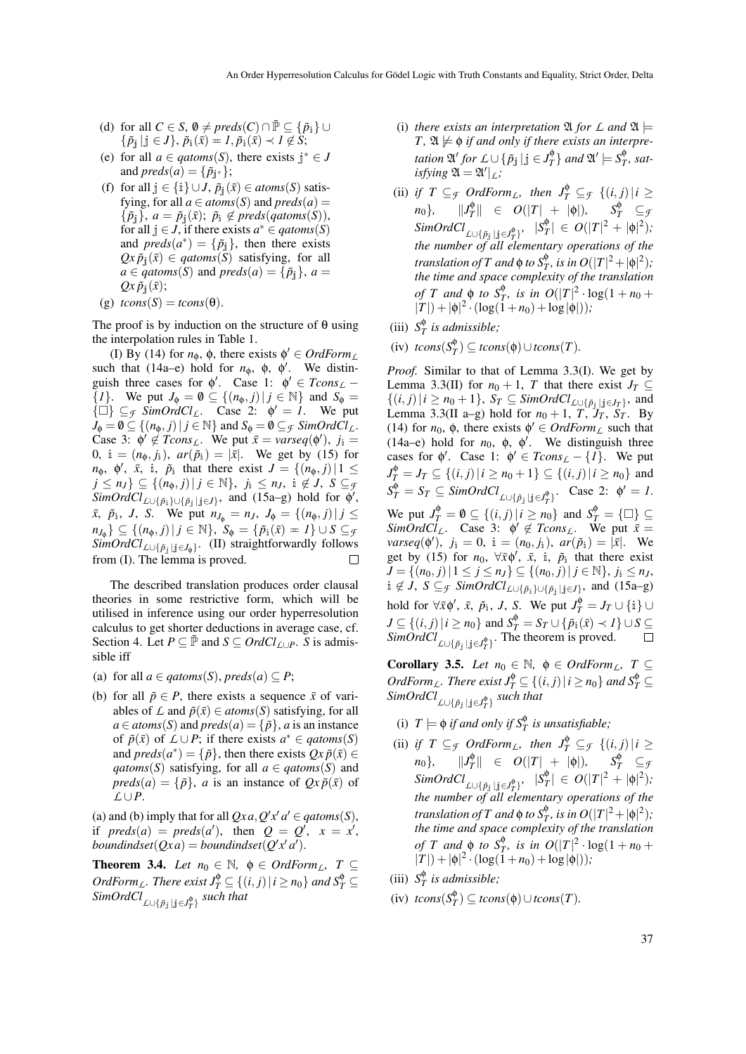(d) for all $C \in S$, $\emptyset \neq preds(C) \cap \tilde{\mathbb{P}} \subseteq \{\tilde{p}_{\mathbb{i}}\} \cup \{\tilde{p}_{\mathbb{j}} \,|\, \mathbb{j} \in J\}$, $\tilde{p}_{\mathbb{i}}(\bar{x}) \eqcirc \mathit{1}, \tilde{p}_{\mathbb{i}}(\bar{x}) \prec \mathit{1} \not\in S$;

(e) for all $a \in qatoms(S)$, there exists $\mathbb{j}^* \in J$ and $preds(a) = \{\tilde{p}_{\mathbb{j}^*}\}$;

(f) for all $\mathbb{j} \in \{\mathbb{i}\} \cup J$, $\tilde{p}_{\mathbb{j}}(\bar{x}) \in atoms(S)$ satisfying, for all $a \in atoms(S)$ and $preds(a) = \{\tilde{p}_{\mathbb{j}}\}$, $a = \tilde{p}_{\mathbb{j}}(\bar{x})$; $\tilde{p}_{\mathbb{i}} \not\in preds(qatoms(S))$, for all $\mathbb{j} \in J$, if there exists $a^* \in qatoms(S)$ and $preds(a^*) = \{\tilde{p}_{\mathbb{j}}\}$, then there exists $Qx\,\tilde{p}_{\mathbb{j}}(\bar{x}) \in qatoms(S)$ satisfying, for all $a \in qatoms(S)$ and $preds(a) = \{\tilde{p}_{\mathbb{j}}\}$, $a = Qx\,\tilde{p}_{\mathbb{j}}(\bar{x})$;

(g) $tcons(S) = tcons(\theta)$.

The proof is by induction on the structure of $\theta$ using the interpolation rules in Table 1.

(I) By (14) for $n_\phi$, $\phi$, there exists $\phi' \in OrdForm_{\mathcal{L}}$ such that (14a–e) hold for $n_\phi$, $\phi$, $\phi'$. We distinguish three cases for $\phi'$. Case 1: $\phi' \in Tcons_{\mathcal{L}} - \{\mathit{1}\}$. We put $J_\phi = \emptyset \subseteq \{(n_\phi, j) \,|\, j \in \mathbb{N}\}$ and $S_\phi = \{\square\} \subseteq_{\mathcal{F}} SimOrdCl_{\mathcal{L}}$. Case 2: $\phi' = \mathit{1}$. We put $J_\phi = \emptyset \subseteq \{(n_\phi, j) \,|\, j \in \mathbb{N}\}$ and $S_\phi = \emptyset \subseteq_{\mathcal{F}} SimOrdCl_{\mathcal{L}}$. Case 3: $\phi' \not\in Tcons_{\mathcal{L}}$. We put $\bar{x} = varseq(\phi')$, $j_{\mathbb{i}} = 0$, $\mathbb{i} = (n_\phi, j_{\mathbb{i}})$, $ar(\tilde{p}_{\mathbb{i}}) = |\bar{x}|$. We get by (15) for $n_\phi$, $\phi'$, $\bar{x}$, $\mathbb{i}$, $\tilde{p}_{\mathbb{i}}$ that there exist $J = \{(n_\phi, j) \,|\, 1 \leq j \leq n_J\} \subseteq \{(n_\phi, j) \,|\, j \in \mathbb{N}\}$, $j_{\mathbb{i}} \leq n_J$, $\mathbb{i} \not\in J$, $S \subseteq_{\mathcal{F}} SimOrdCl_{\mathcal{L} \cup \{\tilde{p}_{\mathbb{i}}\} \cup \{\tilde{p}_{\mathbb{j}} \,|\, \mathbb{j} \in J\}}$, and (15a–g) hold for $\phi'$, $\bar{x}$, $\tilde{p}_{\mathbb{i}}$, $J$, $S$. We put $n_{J_\phi} = n_J$, $J_\phi = \{(n_\phi, j) \,|\, j \leq n_{J_\phi}\} \subseteq \{(n_\phi, j) \,|\, j \in \mathbb{N}\}$, $S_\phi = \{\tilde{p}_{\mathbb{i}}(\bar{x}) \eqcirc \mathit{1}\} \cup S \subseteq_{\mathcal{F}} SimOrdCl_{\mathcal{L} \cup \{\tilde{p}_{\mathbb{j}} \,|\, \mathbb{j} \in J_\phi\}}$. (II) straightforwardly follows from (I). The lemma is proved. $\square$

The described translation produces order clausal theories in some restrictive form, which will be utilised in inference using our order hyperresolution calculus to get shorter deductions in average case, cf. Section 4. Let $P \subseteq \tilde{\mathbb{P}}$ and $S \subseteq OrdCl_{\mathcal{L} \cup P}$. $S$ is admissible iff

(a) for all $a \in qatoms(S)$, $preds(a) \subseteq P$;

(b) for all $\tilde{p} \in P$, there exists a sequence $\bar{x}$ of variables of $\mathcal{L}$ and $\tilde{p}(\bar{x}) \in atoms(S)$ satisfying, for all $a \in atoms(S)$ and $preds(a) = \{\tilde{p}\}$, $a$ is an instance of $\tilde{p}(\bar{x})$ of $\mathcal{L} \cup P$; if there exists $a^* \in qatoms(S)$ and $preds(a^*) = \{\tilde{p}\}$, then there exists $Qx\,\tilde{p}(\bar{x}) \in qatoms(S)$ satisfying, for all $a \in qatoms(S)$ and $preds(a) = \{\tilde{p}\}$, $a$ is an instance of $Qx\,\tilde{p}(\bar{x})$ of $\mathcal{L} \cup P$.

(a) and (b) imply that for all $Qxa, Q'x'a' \in qatoms(S)$, if $preds(a) = preds(a')$, then $Q = Q'$, $x = x'$, $boundindset(Qxa) = boundindset(Q'x'a')$.

**Theorem 3.4.** *Let $n_0 \in \mathbb{N}$, $\phi \in OrdForm_{\mathcal{L}}$, $T \subseteq OrdForm_{\mathcal{L}}$. There exist $J_T^\phi \subseteq \{(i,j) \,|\, i \geq n_0\}$ and $S_T^\phi \subseteq SimOrdCl_{\mathcal{L} \cup \{\tilde{p}_{\mathbb{j}} \,|\, \mathbb{j} \in J_T^\phi\}}$ such that*

(i) *there exists an interpretation $\mathfrak{A}$ for $\mathcal{L}$ and $\mathfrak{A} \models T$, $\mathfrak{A} \not\models \phi$ if and only if there exists an interpretation $\mathfrak{A}'$ for $\mathcal{L} \cup \{\tilde{p}_{\mathbb{j}} \,|\, \mathbb{j} \in J_T^\phi\}$ and $\mathfrak{A}' \models S_T^\phi$, satisfying $\mathfrak{A} = \mathfrak{A}'|_{\mathcal{L}}$;*

(ii) *if $T \subseteq_{\mathcal{F}} OrdForm_{\mathcal{L}}$, then $J_T^\phi \subseteq_{\mathcal{F}} \{(i,j) \,|\, i \geq n_0\}$, $\|J_T^\phi\| \in O(|T| + |\phi|)$, $S_T^\phi \subseteq_{\mathcal{F}} SimOrdCl_{\mathcal{L} \cup \{\tilde{p}_{\mathbb{j}} \,|\, \mathbb{j} \in J_T^\phi\}}$, $|S_T^\phi| \in O(|T|^2 + |\phi|^2)$; the number of all elementary operations of the translation of $T$ and $\phi$ to $S_T^\phi$, is in $O(|T|^2 + |\phi|^2)$; the time and space complexity of the translation of $T$ and $\phi$ to $S_T^\phi$, is in $O(|T|^2 \cdot \log(1 + n_0 + |T|) + |\phi|^2 \cdot (\log(1 + n_0) + \log|\phi|))$;*

(iii) *$S_T^\phi$ is admissible;*

(iv) *$tcons(S_T^\phi) \subseteq tcons(\phi) \cup tcons(T)$.*

*Proof.* Similar to that of Lemma 3.3(I). We get by Lemma 3.3(II) for $n_0 + 1$, $T$ that there exist $J_T \subseteq \{(i,j) \,|\, i \geq n_0 + 1\}$, $S_T \subseteq SimOrdCl_{\mathcal{L} \cup \{\tilde{p}_{\mathbb{j}} \,|\, \mathbb{j} \in J_T\}}$, and Lemma 3.3(II a–g) hold for $n_0 + 1$, $T$, $J_T$, $S_T$. By (14) for $n_0$, $\phi$, there exists $\phi' \in OrdForm_{\mathcal{L}}$ such that (14a–e) hold for $n_0$, $\phi$, $\phi'$. We distinguish three cases for $\phi'$. Case 1: $\phi' \in Tcons_{\mathcal{L}} - \{\mathit{1}\}$. We put $J_T^\phi = J_T \subseteq \{(i,j) \,|\, i \geq n_0 + 1\} \subseteq \{(i,j) \,|\, i \geq n_0\}$ and $S_T^\phi = S_T \subseteq SimOrdCl_{\mathcal{L} \cup \{\tilde{p}_{\mathbb{j}} \,|\, \mathbb{j} \in J_T^\phi\}}$. Case 2: $\phi' = \mathit{1}$. We put $J_T^\phi = \emptyset \subseteq \{(i,j) \,|\, i \geq n_0\}$ and $S_T^\phi = \{\square\} \subseteq SimOrdCl_{\mathcal{L}}$. Case 3: $\phi' \not\in Tcons_{\mathcal{L}}$. We put $\bar{x} = varseq(\phi')$, $j_{\mathbb{i}} = 0$, $\mathbb{i} = (n_0, j_{\mathbb{i}})$, $ar(\tilde{p}_{\mathbb{i}}) = |\bar{x}|$. We get by (15) for $n_0$, $\forall \bar{x} \phi'$, $\bar{x}$, $\mathbb{i}$, $\tilde{p}_{\mathbb{i}}$ that there exist $J = \{(n_0, j) \,|\, 1 \leq j \leq n_J\} \subseteq \{(n_0, j) \,|\, j \in \mathbb{N}\}$, $j_{\mathbb{i}} \leq n_J$, $\mathbb{i} \not\in J$, $S \subseteq_{\mathcal{F}} SimOrdCl_{\mathcal{L} \cup \{\tilde{p}_{\mathbb{i}}\} \cup \{\tilde{p}_{\mathbb{j}} \,|\, \mathbb{j} \in J\}}$, and (15a–g) hold for $\forall \bar{x} \phi'$, $\bar{x}$, $\tilde{p}_{\mathbb{i}}$, $J$, $S$. We put $J_T^\phi = J_T \cup \{\mathbb{i}\} \cup J \subseteq \{(i,j) \,|\, i \geq n_0\}$ and $S_T^\phi = S_T \cup \{\tilde{p}_{\mathbb{i}}(\bar{x}) \prec \mathit{1}\} \cup S \subseteq SimOrdCl_{\mathcal{L} \cup \{\tilde{p}_{\mathbb{j}} \,|\, \mathbb{j} \in J_T^\phi\}}$. The theorem is proved. $\square$

**Corollary 3.5.** *Let $n_0 \in \mathbb{N}$, $\phi \in OrdForm_{\mathcal{L}}$, $T \subseteq OrdForm_{\mathcal{L}}$. There exist $J_T^\phi \subseteq \{(i,j) \,|\, i \geq n_0\}$ and $S_T^\phi \subseteq SimOrdCl_{\mathcal{L} \cup \{\tilde{p}_{\mathbb{j}} \,|\, \mathbb{j} \in J_T^\phi\}}$ such that*

(i) *$T \models \phi$ if and only if $S_T^\phi$ is unsatisfiable;*

(ii) *if $T \subseteq_{\mathcal{F}} OrdForm_{\mathcal{L}}$, then $J_T^\phi \subseteq_{\mathcal{F}} \{(i,j) \,|\, i \geq n_0\}$, $\|J_T^\phi\| \in O(|T| + |\phi|)$, $S_T^\phi \subseteq_{\mathcal{F}} SimOrdCl_{\mathcal{L} \cup \{\tilde{p}_{\mathbb{j}} \,|\, \mathbb{j} \in J_T^\phi\}}$, $|S_T^\phi| \in O(|T|^2 + |\phi|^2)$; the number of all elementary operations of the translation of $T$ and $\phi$ to $S_T^\phi$, is in $O(|T|^2 + |\phi|^2)$; the time and space complexity of the translation of $T$ and $\phi$ to $S_T^\phi$, is in $O(|T|^2 \cdot \log(1 + n_0 + |T|) + |\phi|^2 \cdot (\log(1 + n_0) + \log|\phi|))$;*

(iii) *$S_T^\phi$ is admissible;*

(iv) *$tcons(S_T^\phi) \subseteq tcons(\phi) \cup tcons(T)$.*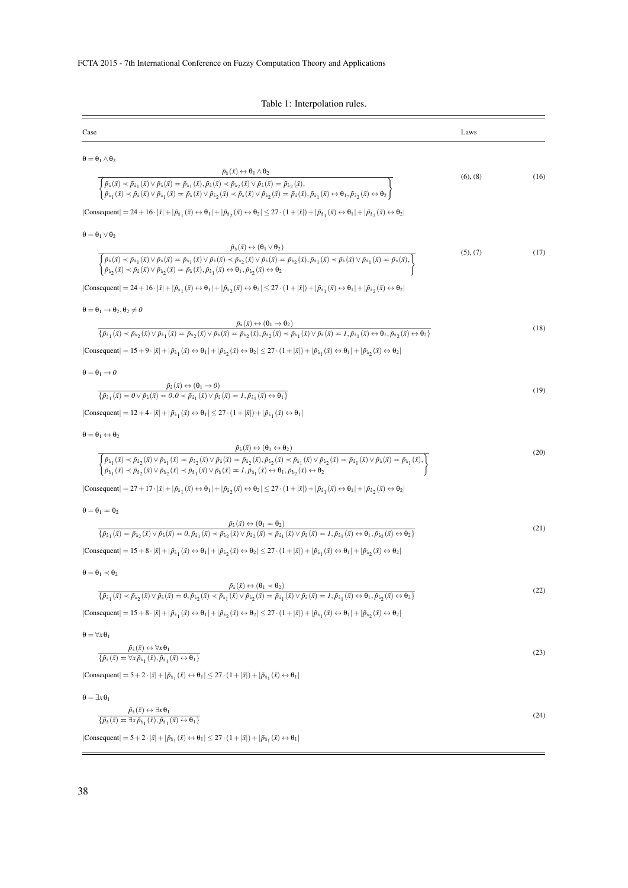Table 1: Interpolation rules.

| Case | Laws | |
|---|---|---|
| $\theta = \theta_1 \wedge \theta_2$ <br> $$\frac{\tilde{p}_{\mathfrak{i}}(\bar{x}) \leftrightarrow \theta_1 \wedge \theta_2}{\left\{\begin{array}{l}\tilde{p}_{\mathfrak{i}}(\bar{x}) \prec \tilde{p}_{\mathfrak{i}_1}(\bar{x}) \vee \tilde{p}_{\mathfrak{i}}(\bar{x}) \eqcirc \tilde{p}_{\mathfrak{i}_1}(\bar{x}), \tilde{p}_{\mathfrak{i}}(\bar{x}) \prec \tilde{p}_{\mathfrak{i}_2}(\bar{x}) \vee \tilde{p}_{\mathfrak{i}}(\bar{x}) \eqcirc \tilde{p}_{\mathfrak{i}_2}(\bar{x}), \\ \tilde{p}_{\mathfrak{i}_1}(\bar{x}) \prec \tilde{p}_{\mathfrak{i}}(\bar{x}) \vee \tilde{p}_{\mathfrak{i}_1}(\bar{x}) \eqcirc \tilde{p}_{\mathfrak{i}}(\bar{x}) \vee \tilde{p}_{\mathfrak{i}_2}(\bar{x}) \prec \tilde{p}_{\mathfrak{i}}(\bar{x}) \vee \tilde{p}_{\mathfrak{i}_2}(\bar{x}) \eqcirc \tilde{p}_{\mathfrak{i}}(\bar{x}), \tilde{p}_{\mathfrak{i}_1}(\bar{x}) \leftrightarrow \theta_1, \tilde{p}_{\mathfrak{i}_2}(\bar{x}) \leftrightarrow \theta_2\end{array}\right\}}$$ <br> $\lvert Consequent \rvert = 24 + 16 \cdot \lvert\bar{x}\rvert + \lvert\tilde{p}_{\mathfrak{i}_1}(\bar{x}) \leftrightarrow \theta_1\rvert + \lvert\tilde{p}_{\mathfrak{i}_2}(\bar{x}) \leftrightarrow \theta_2\rvert \leq 27 \cdot (1 + \lvert\bar{x}\rvert) + \lvert\tilde{p}_{\mathfrak{i}_1}(\bar{x}) \leftrightarrow \theta_1\rvert + \lvert\tilde{p}_{\mathfrak{i}_2}(\bar{x}) \leftrightarrow \theta_2\rvert$ | (6), (8) | (16) |
| $\theta = \theta_1 \vee \theta_2$ <br> $$\frac{\tilde{p}_{\mathfrak{i}}(\bar{x}) \leftrightarrow (\theta_1 \vee \theta_2)}{\left\{\begin{array}{l}\tilde{p}_{\mathfrak{i}}(\bar{x}) \prec \tilde{p}_{\mathfrak{i}_1}(\bar{x}) \vee \tilde{p}_{\mathfrak{i}}(\bar{x}) \eqcirc \tilde{p}_{\mathfrak{i}_1}(\bar{x}) \vee \tilde{p}_{\mathfrak{i}}(\bar{x}) \prec \tilde{p}_{\mathfrak{i}_2}(\bar{x}) \vee \tilde{p}_{\mathfrak{i}}(\bar{x}) \eqcirc \tilde{p}_{\mathfrak{i}_2}(\bar{x}), \tilde{p}_{\mathfrak{i}_1}(\bar{x}) \prec \tilde{p}_{\mathfrak{i}}(\bar{x}) \vee \tilde{p}_{\mathfrak{i}_1}(\bar{x}) \eqcirc \tilde{p}_{\mathfrak{i}}(\bar{x}), \\ \tilde{p}_{\mathfrak{i}_2}(\bar{x}) \prec \tilde{p}_{\mathfrak{i}}(\bar{x}) \vee \tilde{p}_{\mathfrak{i}_2}(\bar{x}) \eqcirc \tilde{p}_{\mathfrak{i}}(\bar{x}), \tilde{p}_{\mathfrak{i}_1}(\bar{x}) \leftrightarrow \theta_1, \tilde{p}_{\mathfrak{i}_2}(\bar{x}) \leftrightarrow \theta_2\end{array}\right\}}$$ <br> $\lvert Consequent \rvert = 24 + 16 \cdot \lvert\bar{x}\rvert + \lvert\tilde{p}_{\mathfrak{i}_1}(\bar{x}) \leftrightarrow \theta_1\rvert + \lvert\tilde{p}_{\mathfrak{i}_2}(\bar{x}) \leftrightarrow \theta_2\rvert \leq 27 \cdot (1 + \lvert\bar{x}\rvert) + \lvert\tilde{p}_{\mathfrak{i}_1}(\bar{x}) \leftrightarrow \theta_1\rvert + \lvert\tilde{p}_{\mathfrak{i}_2}(\bar{x}) \leftrightarrow \theta_2\rvert$ | (5), (7) | (17) |
| $\theta = \theta_1 \rightarrow \theta_2, \theta_2 \neq 0$ <br> $$\frac{\tilde{p}_{\mathfrak{i}}(\bar{x}) \leftrightarrow (\theta_1 \rightarrow \theta_2)}{\{\tilde{p}_{\mathfrak{i}_1}(\bar{x}) \prec \tilde{p}_{\mathfrak{i}_2}(\bar{x}) \vee \tilde{p}_{\mathfrak{i}_1}(\bar{x}) \eqcirc \tilde{p}_{\mathfrak{i}_2}(\bar{x}) \vee \tilde{p}_{\mathfrak{i}}(\bar{x}) \eqcirc \tilde{p}_{\mathfrak{i}_2}(\bar{x}), \tilde{p}_{\mathfrak{i}_2}(\bar{x}) \prec \tilde{p}_{\mathfrak{i}_1}(\bar{x}) \vee \tilde{p}_{\mathfrak{i}}(\bar{x}) \eqcirc 1, \tilde{p}_{\mathfrak{i}_1}(\bar{x}) \leftrightarrow \theta_1, \tilde{p}_{\mathfrak{i}_2}(\bar{x}) \leftrightarrow \theta_2\}}$$ <br> $\lvert Consequent \rvert = 15 + 9 \cdot \lvert\bar{x}\rvert + \lvert\tilde{p}_{\mathfrak{i}_1}(\bar{x}) \leftrightarrow \theta_1\rvert + \lvert\tilde{p}_{\mathfrak{i}_2}(\bar{x}) \leftrightarrow \theta_2\rvert \leq 27 \cdot (1 + \lvert\bar{x}\rvert) + \lvert\tilde{p}_{\mathfrak{i}_1}(\bar{x}) \leftrightarrow \theta_1\rvert + \lvert\tilde{p}_{\mathfrak{i}_2}(\bar{x}) \leftrightarrow \theta_2\rvert$ | | (18) |
| $\theta = \theta_1 \rightarrow 0$ <br> $$\frac{\tilde{p}_{\mathfrak{i}}(\bar{x}) \leftrightarrow (\theta_1 \rightarrow 0)}{\{\tilde{p}_{\mathfrak{i}_1}(\bar{x}) \eqcirc 0 \vee \tilde{p}_{\mathfrak{i}}(\bar{x}) \eqcirc 0, 0 \prec \tilde{p}_{\mathfrak{i}_1}(\bar{x}) \vee \tilde{p}_{\mathfrak{i}}(\bar{x}) \eqcirc 1, \tilde{p}_{\mathfrak{i}_1}(\bar{x}) \leftrightarrow \theta_1\}}$$ <br> $\lvert Consequent \rvert = 12 + 4 \cdot \lvert\bar{x}\rvert + \lvert\tilde{p}_{\mathfrak{i}_1}(\bar{x}) \leftrightarrow \theta_1\rvert \leq 27 \cdot (1 + \lvert\bar{x}\rvert) + \lvert\tilde{p}_{\mathfrak{i}_1}(\bar{x}) \leftrightarrow \theta_1\rvert$ | | (19) |
| $\theta = \theta_1 \leftrightarrow \theta_2$ <br> $$\frac{\tilde{p}_{\mathfrak{i}}(\bar{x}) \leftrightarrow (\theta_1 \leftrightarrow \theta_2)}{\left\{\begin{array}{l}\tilde{p}_{\mathfrak{i}_1}(\bar{x}) \prec \tilde{p}_{\mathfrak{i}_2}(\bar{x}) \vee \tilde{p}_{\mathfrak{i}_1}(\bar{x}) \eqcirc \tilde{p}_{\mathfrak{i}_2}(\bar{x}) \vee \tilde{p}_{\mathfrak{i}}(\bar{x}) \eqcirc \tilde{p}_{\mathfrak{i}_2}(\bar{x}), \tilde{p}_{\mathfrak{i}_2}(\bar{x}) \prec \tilde{p}_{\mathfrak{i}_1}(\bar{x}) \vee \tilde{p}_{\mathfrak{i}_2}(\bar{x}) \eqcirc \tilde{p}_{\mathfrak{i}_1}(\bar{x}) \vee \tilde{p}_{\mathfrak{i}}(\bar{x}) \eqcirc \tilde{p}_{\mathfrak{i}_1}(\bar{x}), \\ \tilde{p}_{\mathfrak{i}_1}(\bar{x}) \prec \tilde{p}_{\mathfrak{i}_2}(\bar{x}) \vee \tilde{p}_{\mathfrak{i}_2}(\bar{x}) \prec \tilde{p}_{\mathfrak{i}_1}(\bar{x}) \vee \tilde{p}_{\mathfrak{i}}(\bar{x}) \eqcirc 1, \tilde{p}_{\mathfrak{i}_1}(\bar{x}) \leftrightarrow \theta_1, \tilde{p}_{\mathfrak{i}_2}(\bar{x}) \leftrightarrow \theta_2\end{array}\right\}}$$ <br> $\lvert Consequent \rvert = 27 + 17 \cdot \lvert\bar{x}\rvert + \lvert\tilde{p}_{\mathfrak{i}_1}(\bar{x}) \leftrightarrow \theta_1\rvert + \lvert\tilde{p}_{\mathfrak{i}_2}(\bar{x}) \leftrightarrow \theta_2\rvert \leq 27 \cdot (1 + \lvert\bar{x}\rvert) + \lvert\tilde{p}_{\mathfrak{i}_1}(\bar{x}) \leftrightarrow \theta_1\rvert + \lvert\tilde{p}_{\mathfrak{i}_2}(\bar{x}) \leftrightarrow \theta_2\rvert$ | | (20) |
| $\theta = \theta_1 \eqcirc \theta_2$ <br> $$\frac{\tilde{p}_{\mathfrak{i}}(\bar{x}) \leftrightarrow (\theta_1 \eqcirc \theta_2)}{\{\tilde{p}_{\mathfrak{i}_1}(\bar{x}) \eqcirc \tilde{p}_{\mathfrak{i}_2}(\bar{x}) \vee \tilde{p}_{\mathfrak{i}}(\bar{x}) \eqcirc 0, \tilde{p}_{\mathfrak{i}_1}(\bar{x}) \prec \tilde{p}_{\mathfrak{i}_2}(\bar{x}) \vee \tilde{p}_{\mathfrak{i}_2}(\bar{x}) \prec \tilde{p}_{\mathfrak{i}_1}(\bar{x}) \vee \tilde{p}_{\mathfrak{i}}(\bar{x}) \eqcirc 1, \tilde{p}_{\mathfrak{i}_1}(\bar{x}) \leftrightarrow \theta_1, \tilde{p}_{\mathfrak{i}_2}(\bar{x}) \leftrightarrow \theta_2\}}$$ <br> $\lvert Consequent \rvert = 15 + 8 \cdot \lvert\bar{x}\rvert + \lvert\tilde{p}_{\mathfrak{i}_1}(\bar{x}) \leftrightarrow \theta_1\rvert + \lvert\tilde{p}_{\mathfrak{i}_2}(\bar{x}) \leftrightarrow \theta_2\rvert \leq 27 \cdot (1 + \lvert\bar{x}\rvert) + \lvert\tilde{p}_{\mathfrak{i}_1}(\bar{x}) \leftrightarrow \theta_1\rvert + \lvert\tilde{p}_{\mathfrak{i}_2}(\bar{x}) \leftrightarrow \theta_2\rvert$ | | (21) |
| $\theta = \theta_1 \prec \theta_2$ <br> $$\frac{\tilde{p}_{\mathfrak{i}}(\bar{x}) \leftrightarrow (\theta_1 \prec \theta_2)}{\{\tilde{p}_{\mathfrak{i}_1}(\bar{x}) \prec \tilde{p}_{\mathfrak{i}_2}(\bar{x}) \vee \tilde{p}_{\mathfrak{i}}(\bar{x}) \eqcirc 0, \tilde{p}_{\mathfrak{i}_2}(\bar{x}) \prec \tilde{p}_{\mathfrak{i}_1}(\bar{x}) \vee \tilde{p}_{\mathfrak{i}_2}(\bar{x}) \eqcirc \tilde{p}_{\mathfrak{i}_1}(\bar{x}) \vee \tilde{p}_{\mathfrak{i}}(\bar{x}) \eqcirc 1, \tilde{p}_{\mathfrak{i}_1}(\bar{x}) \leftrightarrow \theta_1, \tilde{p}_{\mathfrak{i}_2}(\bar{x}) \leftrightarrow \theta_2\}}$$ <br> $\lvert Consequent \rvert = 15 + 8 \cdot \lvert\bar{x}\rvert + \lvert\tilde{p}_{\mathfrak{i}_1}(\bar{x}) \leftrightarrow \theta_1\rvert + \lvert\tilde{p}_{\mathfrak{i}_2}(\bar{x}) \leftrightarrow \theta_2\rvert \leq 27 \cdot (1 + \lvert\bar{x}\rvert) + \lvert\tilde{p}_{\mathfrak{i}_1}(\bar{x}) \leftrightarrow \theta_1\rvert + \lvert\tilde{p}_{\mathfrak{i}_2}(\bar{x}) \leftrightarrow \theta_2\rvert$ | | (22) |
| $\theta = \forall x\, \theta_1$ <br> $$\frac{\tilde{p}_{\mathfrak{i}}(\bar{x}) \leftrightarrow \forall x\, \theta_1}{\{\tilde{p}_{\mathfrak{i}}(\bar{x}) \eqcirc \forall x\, \tilde{p}_{\mathfrak{i}_1}(\bar{x}), \tilde{p}_{\mathfrak{i}_1}(\bar{x}) \leftrightarrow \theta_1\}}$$ <br> $\lvert Consequent \rvert = 5 + 2 \cdot \lvert\bar{x}\rvert + \lvert\tilde{p}_{\mathfrak{i}_1}(\bar{x}) \leftrightarrow \theta_1\rvert \leq 27 \cdot (1 + \lvert\bar{x}\rvert) + \lvert\tilde{p}_{\mathfrak{i}_1}(\bar{x}) \leftrightarrow \theta_1\rvert$ | | (23) |
| $\theta = \exists x\, \theta_1$ <br> $$\frac{\tilde{p}_{\mathfrak{i}}(\bar{x}) \leftrightarrow \exists x\, \theta_1}{\{\tilde{p}_{\mathfrak{i}}(\bar{x}) \eqcirc \exists x\, \tilde{p}_{\mathfrak{i}_1}(\bar{x}), \tilde{p}_{\mathfrak{i}_1}(\bar{x}) \leftrightarrow \theta_1\}}$$ <br> $\lvert Consequent \rvert = 5 + 2 \cdot \lvert\bar{x}\rvert + \lvert\tilde{p}_{\mathfrak{i}_1}(\bar{x}) \leftrightarrow \theta_1\rvert \leq 27 \cdot (1 + \lvert\bar{x}\rvert) + \lvert\tilde{p}_{\mathfrak{i}_1}(\bar{x}) \leftrightarrow \theta_1\rvert$ | | (24) |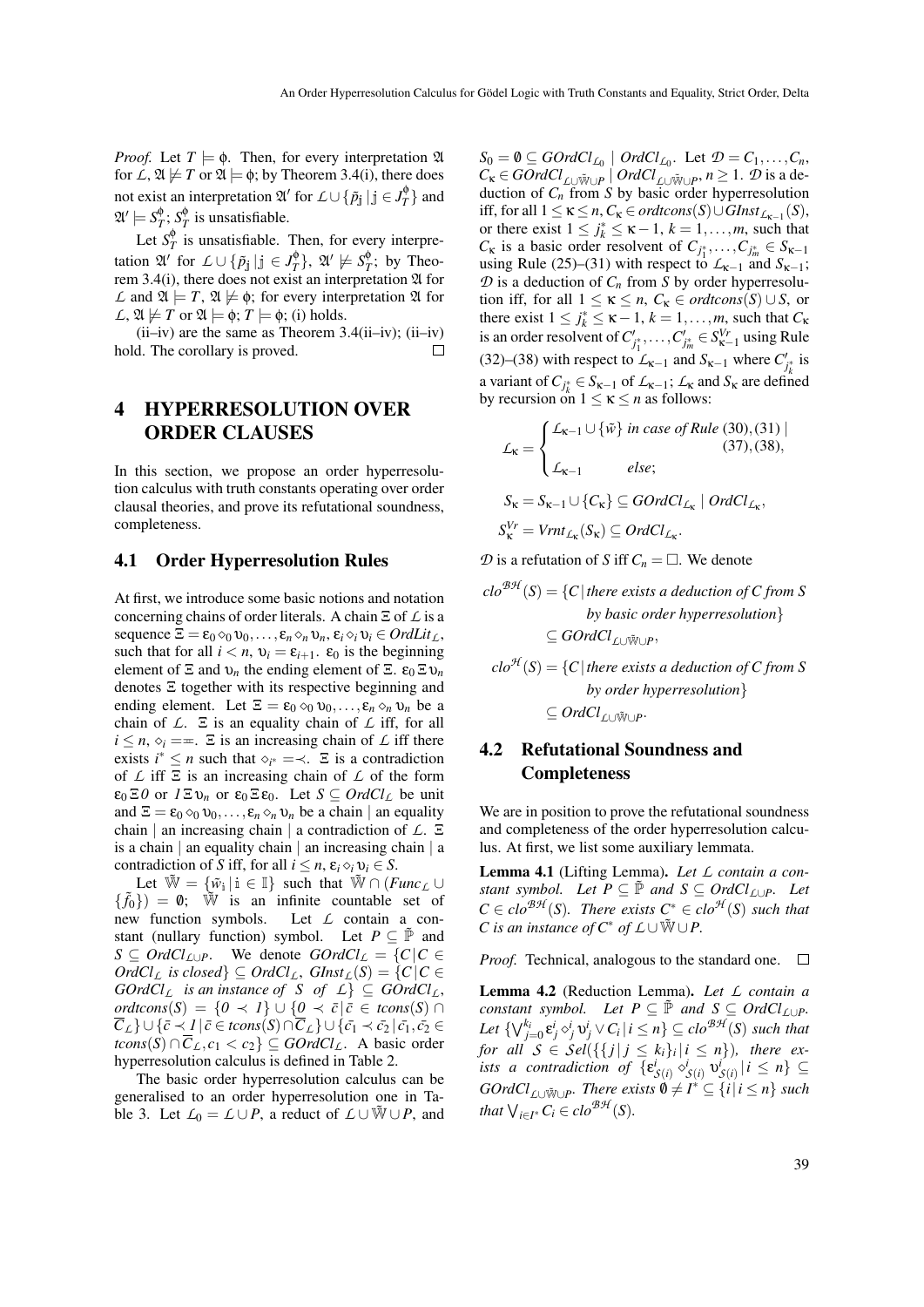*Proof.* Let $T \models \phi$. Then, for every interpretation $\mathfrak{A}$ for $\mathcal{L}$, $\mathfrak{A} \not\models T$ or $\mathfrak{A} \models \phi$; by Theorem 3.4(i), there does not exist an interpretation $\mathfrak{A}'$ for $\mathcal{L} \cup \{\tilde{p}_{\mathbb{j}} \,|\, \mathbb{j} \in J_T^\phi\}$ and $\mathfrak{A}' \models S_T^\phi$; $S_T^\phi$ is unsatisfiable.

Let $S_T^\phi$ is unsatisfiable. Then, for every interpretation $\mathfrak{A}'$ for $\mathcal{L} \cup \{\tilde{p}_{\mathbb{j}} \,|\, \mathbb{j} \in J_T^\phi\}$, $\mathfrak{A}' \not\models S_T^\phi$; by Theorem 3.4(i), there does not exist an interpretation $\mathfrak{A}$ for $\mathcal{L}$ and $\mathfrak{A} \models T$, $\mathfrak{A} \not\models \phi$; for every interpretation $\mathfrak{A}$ for $\mathcal{L}$, $\mathfrak{A} \not\models T$ or $\mathfrak{A} \models \phi$; $T \models \phi$; (i) holds.

(ii–iv) are the same as Theorem 3.4(ii–iv); (ii–iv) hold. The corollary is proved. □

# 4 HYPERRESOLUTION OVER ORDER CLAUSES

In this section, we propose an order hyperresolution calculus with truth constants operating over order clausal theories, and prove its refutational soundness, completeness.

## 4.1 Order Hyperresolution Rules

At first, we introduce some basic notions and notation concerning chains of order literals. A chain $\Xi$ of $\mathcal{L}$ is a sequence $\Xi = \varepsilon_0 \diamond_0 \upsilon_0, \dots, \varepsilon_n \diamond_n \upsilon_n$, $\varepsilon_i \diamond_i \upsilon_i \in OrdLit_{\mathcal{L}}$, such that for all $i < n$, $\upsilon_i = \varepsilon_{i+1}$. $\varepsilon_0$ is the beginning element of $\Xi$ and $\upsilon_n$ the ending element of $\Xi$. $\varepsilon_0 \,\Xi\, \upsilon_n$ denotes $\Xi$ together with its respective beginning and ending element. Let $\Xi = \varepsilon_0 \diamond_0 \upsilon_0, \dots, \varepsilon_n \diamond_n \upsilon_n$ be a chain of $\mathcal{L}$. $\Xi$ is an equality chain of $\mathcal{L}$ iff, for all $i \leq n$, $\diamond_i = \eqcirc$. $\Xi$ is an increasing chain of $\mathcal{L}$ iff there exists $i^* \leq n$ such that $\diamond_{i^*} = \prec$. $\Xi$ is a contradiction of $\mathcal{L}$ iff $\Xi$ is an increasing chain of $\mathcal{L}$ of the form $\varepsilon_0 \,\Xi\, \mathit{0}$ or $\mathit{1} \,\Xi\, \upsilon_n$ or $\varepsilon_0 \,\Xi\, \varepsilon_0$. Let $S \subseteq OrdCl_{\mathcal{L}}$ be unit and $\Xi = \varepsilon_0 \diamond_0 \upsilon_0, \dots, \varepsilon_n \diamond_n \upsilon_n$ be a chain | an equality chain | an increasing chain | a contradiction of $\mathcal{L}$. $\Xi$ is a chain | an equality chain | an increasing chain | a contradiction of $S$ iff, for all $i \leq n$, $\varepsilon_i \diamond_i \upsilon_i \in S$.

Let $\tilde{\mathbb{W}} = \{\tilde{w}_{\mathbb{i}} \,|\, \mathbb{i} \in \mathbb{I}\}$ such that $\tilde{\mathbb{W}} \cap (Func_{\mathcal{L}} \cup \{\tilde{f}_0\}) = \emptyset$; $\tilde{\mathbb{W}}$ is an infinite countable set of new function symbols. Let $\mathcal{L}$ contain a constant (nullary function) symbol. Let $P \subseteq \tilde{\mathbb{P}}$ and $S \subseteq OrdCl_{\mathcal{L} \cup P}$. We denote $GOrdCl_{\mathcal{L}} = \{C \,|\, C \in OrdCl_{\mathcal{L}}$ *is closed*$\} \subseteq OrdCl_{\mathcal{L}}$, $GInst_{\mathcal{L}}(S) = \{C \,|\, C \in GOrdCl_{\mathcal{L}}$ *is an instance of* $S$ *of* $\mathcal{L}\} \subseteq GOrdCl_{\mathcal{L}}$, $ordtcons(S) = \{\mathit{0} \prec \mathit{1}\} \cup \{\mathit{0} \prec \bar{c} \,|\, \bar{c} \in tcons(S) \cap \overline{C}_{\mathcal{L}}\} \cup \{\bar{c} \prec \mathit{1} \,|\, \bar{c} \in tcons(S) \cap \overline{C}_{\mathcal{L}}\} \cup \{\bar{c_1} \prec \bar{c_2} \,|\, \bar{c_1}, \bar{c_2} \in tcons(S) \cap \overline{C}_{\mathcal{L}}, c_1 < c_2\} \subseteq GOrdCl_{\mathcal{L}}$. A basic order hyperresolution calculus is defined in Table 2.

The basic order hyperresolution calculus can be generalised to an order hyperresolution one in Table 3. Let $\mathcal{L}_0 = \mathcal{L} \cup P$, a reduct of $\mathcal{L} \cup \tilde{\mathbb{W}} \cup P$, and $S_0 = \emptyset \subseteq GOrdCl_{\mathcal{L}_0} \mid OrdCl_{\mathcal{L}_0}$. Let $\mathcal{D} = C_1, \dots, C_n$, $C_\kappa \in GOrdCl_{\mathcal{L} \cup \tilde{\mathbb{W}} \cup P} \mid OrdCl_{\mathcal{L} \cup \tilde{\mathbb{W}} \cup P}$, $n \geq 1$. $\mathcal{D}$ is a deduction of $C_n$ from $S$ by basic order hyperresolution iff, for all $1 \leq \kappa \leq n$, $C_\kappa \in ordtcons(S) \cup GInst_{\mathcal{L}_{\kappa-1}}(S)$, or there exist $1 \leq j_k^* \leq \kappa - 1$, $k = 1, \dots, m$, such that $C_\kappa$ is a basic order resolvent of $C_{j_1^*}, \dots, C_{j_m^*} \in S_{\kappa-1}$ using Rule (25)–(31) with respect to $\mathcal{L}_{\kappa-1}$ and $S_{\kappa-1}$; $\mathcal{D}$ is a deduction of $C_n$ from $S$ by order hyperresolution iff, for all $1 \leq \kappa \leq n$, $C_\kappa \in ordtcons(S) \cup S$, or there exist $1 \leq j_k^* \leq \kappa - 1$, $k = 1, \dots, m$, such that $C_\kappa$ is an order resolvent of $C'_{j_1^*}, \dots, C'_{j_m^*} \in S^{Vr}_{\kappa-1}$ using Rule (32)–(38) with respect to $\mathcal{L}_{\kappa-1}$ and $S_{\kappa-1}$ where $C'_{j_k^*}$ is a variant of $C_{j_k^*} \in S_{\kappa-1}$ of $\mathcal{L}_{\kappa-1}$; $\mathcal{L}_\kappa$ and $S_\kappa$ are defined by recursion on $1 \leq \kappa \leq n$ as follows:

$$\mathcal{L}_\kappa = \begin{cases} \mathcal{L}_{\kappa-1} \cup \{\tilde{w}\} \textit{ in case of Rule } (30), (31) \mid (37), (38), \\ \mathcal{L}_{\kappa-1} \qquad \textit{else}; \end{cases}$$

$$S_\kappa = S_{\kappa-1} \cup \{C_\kappa\} \subseteq GOrdCl_{\mathcal{L}_\kappa} \mid OrdCl_{\mathcal{L}_\kappa},$$

$$S^{Vr}_\kappa = Vrnt_{\mathcal{L}_\kappa}(S_\kappa) \subseteq OrdCl_{\mathcal{L}_\kappa}.$$

$\mathcal{D}$ is a refutation of $S$ iff $C_n = \Box$. We denote

$$clo^{\mathcal{BH}}(S) = \{C \,|\, \textit{there exists a deduction of } C \textit{ from } S \textit{ by basic order hyperresolution}\} \subseteq GOrdCl_{\mathcal{L} \cup \tilde{\mathbb{W}} \cup P},$$

$$clo^{\mathcal{H}}(S) = \{C \,|\, \textit{there exists a deduction of } C \textit{ from } S \textit{ by order hyperresolution}\} \subseteq OrdCl_{\mathcal{L} \cup \tilde{\mathbb{W}} \cup P}.$$

## 4.2 Refutational Soundness and Completeness

We are in position to prove the refutational soundness and completeness of the order hyperresolution calculus. At first, we list some auxiliary lemmata.

**Lemma 4.1** (Lifting Lemma)**.** *Let $\mathcal{L}$ contain a constant symbol. Let $P \subseteq \tilde{\mathbb{P}}$ and $S \subseteq OrdCl_{\mathcal{L} \cup P}$. Let $C \in clo^{\mathcal{BH}}(S)$. There exists $C^* \in clo^{\mathcal{H}}(S)$ such that $C$ is an instance of $C^*$ of $\mathcal{L} \cup \tilde{\mathbb{W}} \cup P$.*

*Proof.* Technical, analogous to the standard one. □

**Lemma 4.2** (Reduction Lemma)**.** *Let $\mathcal{L}$ contain a constant symbol. Let $P \subseteq \tilde{\mathbb{P}}$ and $S \subseteq OrdCl_{\mathcal{L} \cup P}$. Let $\{\bigvee_{j=0}^{k_i} \varepsilon_j^i \diamond_j^i \upsilon_j^i \vee C_i \,|\, i \leq n\} \subseteq clo^{\mathcal{BH}}(S)$ such that for all $\mathcal{S} \in \mathcal{S}el(\{\{j \,|\, j \leq k_i\}_i \,|\, i \leq n\})$, there exists a contradiction of $\{\varepsilon^i_{\mathcal{S}(i)} \diamond^i_{\mathcal{S}(i)} \upsilon^i_{\mathcal{S}(i)} \,|\, i \leq n\} \subseteq GOrdCl_{\mathcal{L} \cup \tilde{\mathbb{W}} \cup P}$. There exists $\emptyset \neq I^* \subseteq \{i \,|\, i \leq n\}$ such that $\bigvee_{i \in I^*} C_i \in clo^{\mathcal{BH}}(S)$.*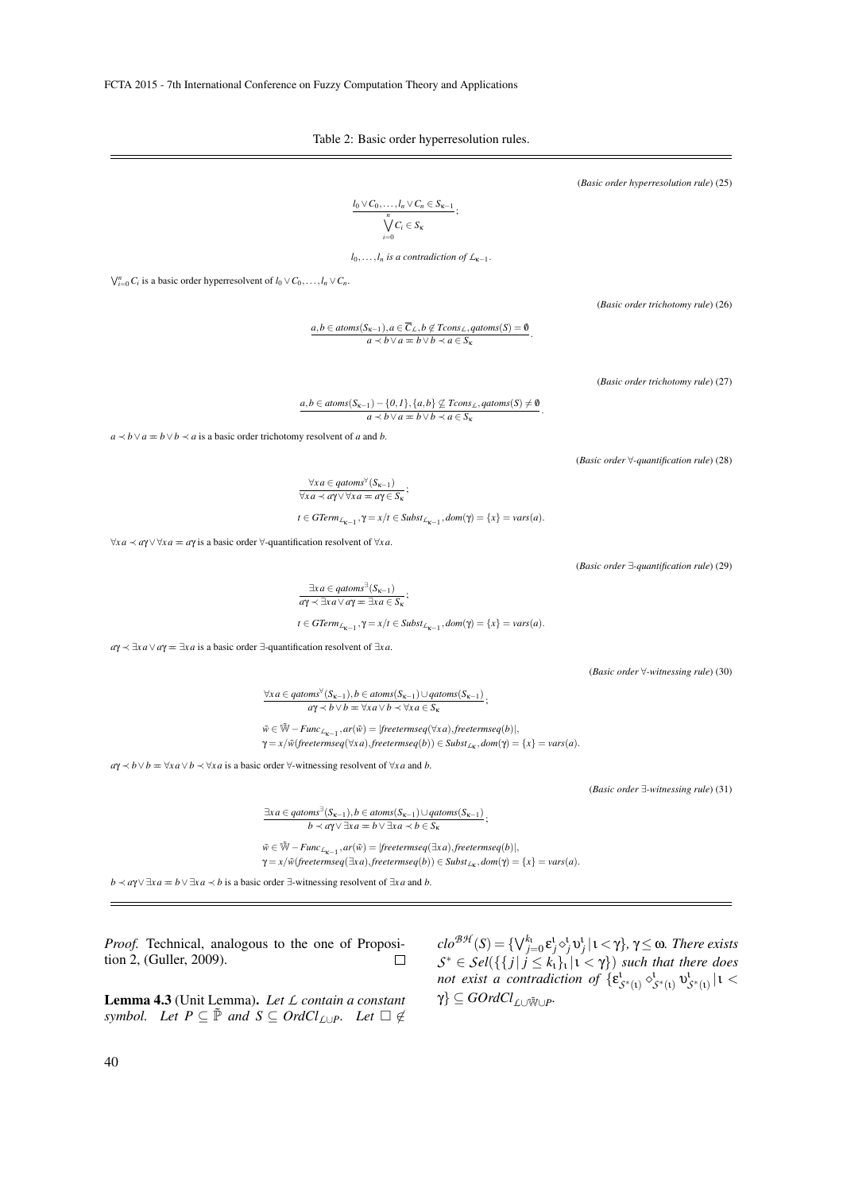Table 2: Basic order hyperresolution rules.

(*Basic order hyperresolution rule*) (25)

$$\frac{l_0 \vee C_0, \dots, l_n \vee C_n \in S_{\kappa-1}}{\bigvee_{i=0}^{n} C_i \in S_\kappa};$$

$l_0, \dots, l_n$ *is a contradiction of* $\mathcal{L}_{\kappa-1}$.

$\bigvee_{i=0}^{n} C_i$ is a basic order hyperresolvent of $l_0 \vee C_0, \dots, l_n \vee C_n$.

(*Basic order trichotomy rule*) (26)

$$\frac{a, b \in atoms(S_{\kappa-1}), a \in \overline{C}_{\mathcal{L}}, b \notin Tcons_{\mathcal{L}}, qatoms(S) = \emptyset}{a \prec b \vee a = b \vee b \prec a \in S_\kappa}.$$

(*Basic order trichotomy rule*) (27)

$$\frac{a, b \in atoms(S_{\kappa-1}) - \{0,1\}, \{a,b\} \not\subseteq Tcons_{\mathcal{L}}, qatoms(S) \neq \emptyset}{a \prec b \vee a = b \vee b \prec a \in S_\kappa}.$$

$a \prec b \vee a = b \vee b \prec a$ is a basic order trichotomy resolvent of $a$ and $b$.

(*Basic order* $\forall$*-quantification rule*) (28)

$$\frac{\forall x\, a \in qatoms^{\forall}(S_{\kappa-1})}{\forall x\, a \prec a\gamma \vee \forall x\, a = a\gamma \in S_\kappa};$$

$t \in GTerm_{\mathcal{L}_{\kappa-1}}, \gamma = x/t \in Subst_{\mathcal{L}_{\kappa-1}}, dom(\gamma) = \{x\} = vars(a)$.

$\forall x\, a \prec a\gamma \vee \forall x\, a = a\gamma$ is a basic order $\forall$-quantification resolvent of $\forall x\, a$.

(*Basic order* $\exists$*-quantification rule*) (29)

$$\frac{\exists x\, a \in qatoms^{\exists}(S_{\kappa-1})}{a\gamma \prec \exists x\, a \vee a\gamma = \exists x\, a \in S_\kappa};$$

$t \in GTerm_{\mathcal{L}_{\kappa-1}}, \gamma = x/t \in Subst_{\mathcal{L}_{\kappa-1}}, dom(\gamma) = \{x\} = vars(a)$.

$a\gamma \prec \exists x\, a \vee a\gamma = \exists x\, a$ is a basic order $\exists$-quantification resolvent of $\exists x\, a$.

(*Basic order* $\forall$*-witnessing rule*) (30)

$$\frac{\forall x\, a \in qatoms^{\forall}(S_{\kappa-1}), b \in atoms(S_{\kappa-1}) \cup qatoms(S_{\kappa-1})}{a\gamma \prec b \vee b = \forall x\, a \vee b \prec \forall x\, a \in S_\kappa};$$

$\tilde{w} \in \tilde{\mathbb{W}} - Func_{\mathcal{L}_{\kappa-1}}, ar(\tilde{w}) = |freetermseq(\forall x\, a), freetermseq(b)|$,
$\gamma = x/\tilde{w}(freetermseq(\forall x\, a), freetermseq(b)) \in Subst_{\mathcal{L}_\kappa}, dom(\gamma) = \{x\} = vars(a)$.

$a\gamma \prec b \vee b = \forall x\, a \vee b \prec \forall x\, a$ is a basic order $\forall$-witnessing resolvent of $\forall x\, a$ and $b$.

(*Basic order* $\exists$*-witnessing rule*) (31)

$$\frac{\exists x\, a \in qatoms^{\exists}(S_{\kappa-1}), b \in atoms(S_{\kappa-1}) \cup qatoms(S_{\kappa-1})}{b \prec a\gamma \vee \exists x\, a = b \vee \exists x\, a \prec b \in S_\kappa};$$

$\tilde{w} \in \tilde{\mathbb{W}} - Func_{\mathcal{L}_{\kappa-1}}, ar(\tilde{w}) = |freetermseq(\exists x\, a), freetermseq(b)|$,
$\gamma = x/\tilde{w}(freetermseq(\exists x\, a), freetermseq(b)) \in Subst_{\mathcal{L}_\kappa}, dom(\gamma) = \{x\} = vars(a)$.

$b \prec a\gamma \vee \exists x\, a = b \vee \exists x\, a \prec b$ is a basic order $\exists$-witnessing resolvent of $\exists x\, a$ and $b$.

*Proof.* Technical, analogous to the one of Proposition 2, (Guller, 2009). □

**Lemma 4.3** (Unit Lemma)**.** *Let* $\mathcal{L}$ *contain a constant symbol. Let* $P \subseteq \tilde{\mathbb{P}}$ *and* $S \subseteq OrdCl_{\mathcal{L} \cup P}$. *Let* $\square \notin clo^{\mathcal{BH}}(S) = \{\bigvee_{j=0}^{k_\iota} \varepsilon_j^\iota \diamond_j^\iota \upsilon_j^\iota \,|\, \iota < \gamma\}$, $\gamma \leq \omega$. *There exists* $\mathcal{S}^* \in \mathcal{S}el(\{\{j \,|\, j \leq k_\iota\}_\iota \,|\, \iota < \gamma\})$ *such that there does not exist a contradiction of* $\{\varepsilon_{\mathcal{S}^*(\iota)}^\iota \diamond_{\mathcal{S}^*(\iota)}^\iota \upsilon_{\mathcal{S}^*(\iota)}^\iota \,|\, \iota < \gamma\} \subseteq GOrdCl_{\mathcal{L} \cup \tilde{\mathbb{W}} \cup P}$.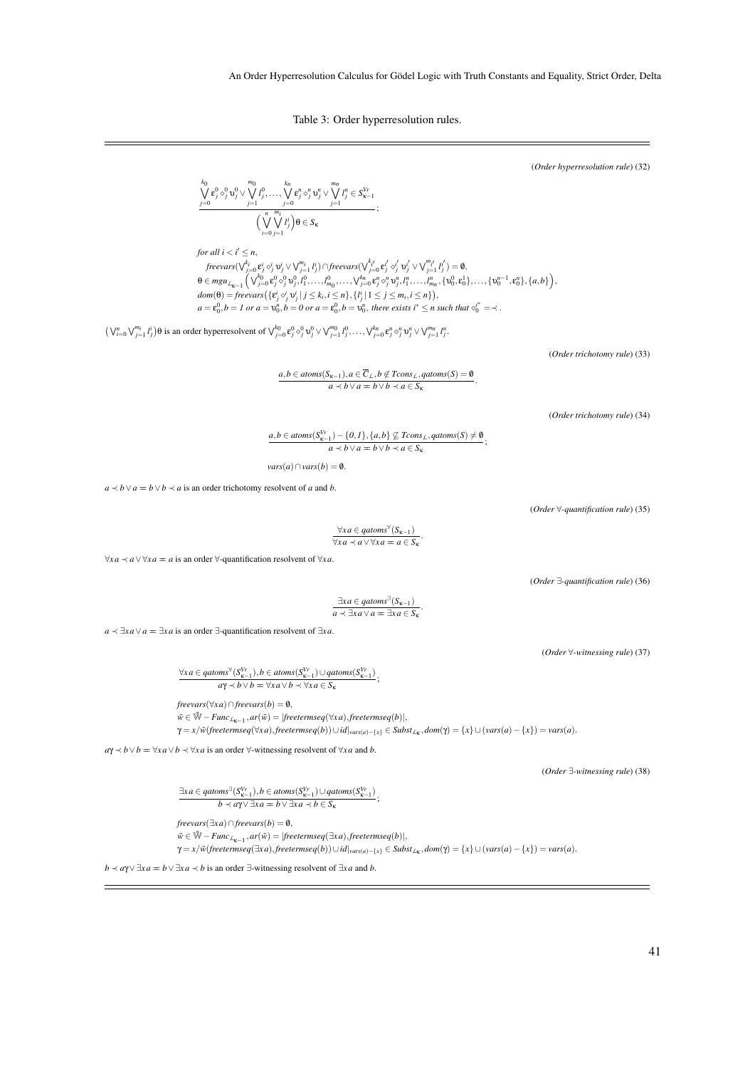Table 3: Order hyperresolution rules.

(*Order hyperresolution rule*) (32)

$$\frac{\bigvee_{j=0}^{k_0} \varepsilon_j^0 \diamond_j^0 \upsilon_j^0 \vee \bigvee_{j=1}^{m_0} l_j^0, \ldots, \bigvee_{j=0}^{k_n} \varepsilon_j^n \diamond_j^n \upsilon_j^n \vee \bigvee_{j=1}^{m_n} l_j^n \in S_{\kappa-1}^{\mathcal{V}r}}{\Big(\bigvee_{i=0}^{n} \bigvee_{j=1}^{m_i} l_j^i\Big)\theta \in S_\kappa};$$

*for all* $i < i' \leq n$,
$\mathit{freevars}(\bigvee_{j=0}^{k_i} \varepsilon_j^i \diamond_j^i \upsilon_j^i \vee \bigvee_{j=1}^{m_i} l_j^i) \cap \mathit{freevars}(\bigvee_{j=0}^{k_{i'}} \varepsilon_j^{i'} \diamond_j^{i'} \upsilon_j^{i'} \vee \bigvee_{j=1}^{m_{i'}} l_j^{i'}) = \emptyset$,
$\theta \in mgu_{\mathcal{L}_{\kappa-1}}\Big(\bigvee_{j=0}^{k_0} \varepsilon_j^0 \diamond_j^0 \upsilon_j^0, l_1^0, \ldots, l_{m_0}^0, \ldots, \bigvee_{j=0}^{k_n} \varepsilon_j^n \diamond_j^n \upsilon_j^n, l_1^n, \ldots, l_{m_n}^n, \{\upsilon_0^0, \varepsilon_0^1\}, \ldots, \{\upsilon_0^{n-1}, \varepsilon_0^n\}, \{a, b\}\Big)$,
$dom(\theta) = \mathit{freevars}\big(\{\varepsilon_j^i \diamond_j^i \upsilon_j^i \,|\, j \leq k_i, i \leq n\}, \{l_j^i \,|\, 1 \leq j \leq m_i, i \leq n\}\big)$,
$a = \varepsilon_0^0, b = 1$ *or* $a = \upsilon_0^n, b = 0$ *or* $a = \varepsilon_0^0, b = \upsilon_0^n$, *there exists* $i^* \leq n$ *such that* $\diamond_0^{i^*} = \prec$.

$\big(\bigvee_{i=0}^{n} \bigvee_{j=1}^{m_i} l_j^i\big)\theta$ is an order hyperresolvent of $\bigvee_{j=0}^{k_0} \varepsilon_j^0 \diamond_j^0 \upsilon_j^0 \vee \bigvee_{j=1}^{m_0} l_j^0, \ldots, \bigvee_{j=0}^{k_n} \varepsilon_j^n \diamond_j^n \upsilon_j^n \vee \bigvee_{j=1}^{m_n} l_j^n$.

(*Order trichotomy rule*) (33)

$$\frac{a, b \in atoms(S_{\kappa-1}), a \in \overline{C}_{\mathcal{L}}, b \notin Tcons_{\mathcal{L}}, qatoms(S) = \emptyset}{a \prec b \vee a \eqcirc b \vee b \prec a \in S_\kappa}.$$

(*Order trichotomy rule*) (34)

$$\frac{a, b \in atoms(S_{\kappa-1}^{\mathcal{V}r}) - \{0, 1\}, \{a, b\} \not\subseteq Tcons_{\mathcal{L}}, qatoms(S) \neq \emptyset}{a \prec b \vee a \eqcirc b \vee b \prec a \in S_\kappa};$$

$vars(a) \cap vars(b) = \emptyset$.

$a \prec b \vee a \eqcirc b \vee b \prec a$ is an order trichotomy resolvent of $a$ and $b$.

(*Order* $\forall$*-quantification rule*) (35)

$$\frac{\forall x\, a \in qatoms^{\forall}(S_{\kappa-1})}{\forall x\, a \prec a \vee \forall x\, a \eqcirc a \in S_\kappa}.$$

$\forall x\, a \prec a \vee \forall x\, a \eqcirc a$ is an order $\forall$-quantification resolvent of $\forall x\, a$.

(*Order* $\exists$*-quantification rule*) (36)

$$\frac{\exists x\, a \in qatoms^{\exists}(S_{\kappa-1})}{a \prec \exists x\, a \vee a \eqcirc \exists x\, a \in S_\kappa}.$$

$a \prec \exists x\, a \vee a \eqcirc \exists x\, a$ is an order $\exists$-quantification resolvent of $\exists x\, a$.

(*Order* $\forall$*-witnessing rule*) (37)

$$\frac{\forall x\, a \in qatoms^{\forall}(S_{\kappa-1}^{\mathcal{V}r}), b \in atoms(S_{\kappa-1}^{\mathcal{V}r}) \cup qatoms(S_{\kappa-1}^{\mathcal{V}r})}{a\gamma \prec b \vee b \eqcirc \forall x\, a \vee b \prec \forall x\, a \in S_\kappa};$$

$\mathit{freevars}(\forall x\, a) \cap \mathit{freevars}(b) = \emptyset$,
$\tilde{w} \in \tilde{\mathbb{W}} - Func_{\mathcal{L}_{\kappa-1}}, ar(\tilde{w}) = |\mathit{freetermseq}(\forall x\, a), \mathit{freetermseq}(b)|$,
$\gamma = x/\tilde{w}(\mathit{freetermseq}(\forall x\, a), \mathit{freetermseq}(b)) \cup id|_{vars(a)-\{x\}} \in Subst_{\mathcal{L}_\kappa}, dom(\gamma) = \{x\} \cup (vars(a) - \{x\}) = vars(a)$.

$a\gamma \prec b \vee b \eqcirc \forall x\, a \vee b \prec \forall x\, a$ is an order $\forall$-witnessing resolvent of $\forall x\, a$ and $b$.

(*Order* $\exists$*-witnessing rule*) (38)

$$\frac{\exists x\, a \in qatoms^{\exists}(S_{\kappa-1}^{\mathcal{V}r}), b \in atoms(S_{\kappa-1}^{\mathcal{V}r}) \cup qatoms(S_{\kappa-1}^{\mathcal{V}r})}{b \prec a\gamma \vee \exists x\, a \eqcirc b \vee \exists x\, a \prec b \in S_\kappa};$$

$\mathit{freevars}(\exists x\, a) \cap \mathit{freevars}(b) = \emptyset$,
$\tilde{w} \in \tilde{\mathbb{W}} - Func_{\mathcal{L}_{\kappa-1}}, ar(\tilde{w}) = |\mathit{freetermseq}(\exists x\, a), \mathit{freetermseq}(b)|$,
$\gamma = x/\tilde{w}(\mathit{freetermseq}(\exists x\, a), \mathit{freetermseq}(b)) \cup id|_{vars(a)-\{x\}} \in Subst_{\mathcal{L}_\kappa}, dom(\gamma) = \{x\} \cup (vars(a) - \{x\}) = vars(a)$.

$b \prec a\gamma \vee \exists x\, a \eqcirc b \vee \exists x\, a \prec b$ is an order $\exists$-witnessing resolvent of $\exists x\, a$ and $b$.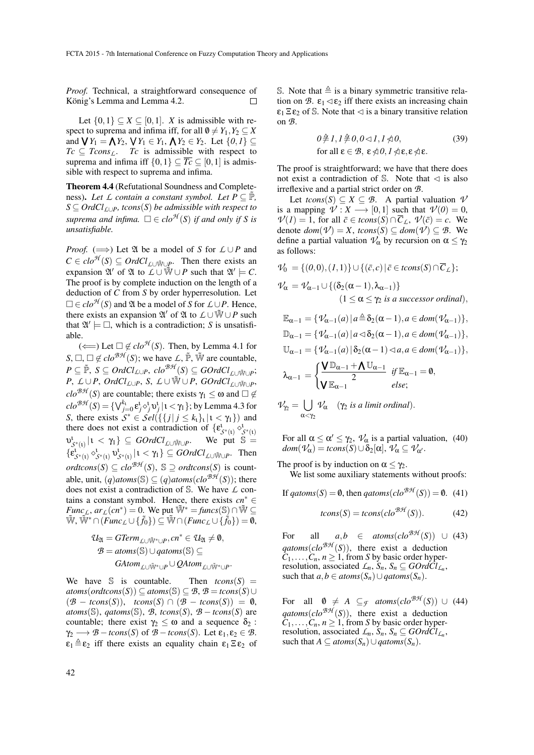*Proof.* Technical, a straightforward consequence of König's Lemma and Lemma 4.2. ∎

Let $\{0,1\} \subseteq X \subseteq [0,1]$. $X$ is admissible with respect to suprema and infima iff, for all $\emptyset \neq Y_1, Y_2 \subseteq X$ and $\bigvee Y_1 = \bigwedge Y_2$, $\bigvee Y_1 \in Y_1$, $\bigwedge Y_2 \in Y_2$. Let $\{0,1\} \subseteq Tc \subseteq Tcons_{\mathcal{L}}$. $Tc$ is admissible with respect to suprema and infima iff $\{0,1\} \subseteq \overline{Tc} \subseteq [0,1]$ is admissible with respect to suprema and infima.

**Theorem 4.4** (Refutational Soundness and Completeness)**.** *Let $\mathcal{L}$ contain a constant symbol. Let $P \subseteq \tilde{\mathbb{P}}$, $S \subseteq OrdCl_{\mathcal{L}\cup P}$, $tcons(S)$ be admissible with respect to suprema and infima. $\square \in clo^{\mathcal{H}}(S)$ if and only if $S$ is unsatisfiable.*

*Proof.* ($\Longrightarrow$) Let $\mathfrak{A}$ be a model of $S$ for $\mathcal{L} \cup P$ and $C \in clo^{\mathcal{H}}(S) \subseteq OrdCl_{\mathcal{L}\cup\tilde{\mathbb{W}}\cup P}$. Then there exists an expansion $\mathfrak{A}'$ of $\mathfrak{A}$ to $\mathcal{L} \cup \tilde{\mathbb{W}} \cup P$ such that $\mathfrak{A}' \models C$. The proof is by complete induction on the length of a deduction of $C$ from $S$ by order hyperresolution. Let $\square \in clo^{\mathcal{H}}(S)$ and $\mathfrak{A}$ be a model of $S$ for $\mathcal{L} \cup P$. Hence, there exists an expansion $\mathfrak{A}'$ of $\mathfrak{A}$ to $\mathcal{L} \cup \tilde{\mathbb{W}} \cup P$ such that $\mathfrak{A}' \models \square$, which is a contradiction; $S$ is unsatisfiable.

($\Longleftarrow$) Let $\square \notin clo^{\mathcal{H}}(S)$. Then, by Lemma 4.1 for $S$, $\square$, $\square \notin clo^{\mathcal{BH}}(S)$; we have $\mathcal{L}$, $\tilde{\mathbb{P}}$, $\tilde{\mathbb{W}}$ are countable, $P \subseteq \tilde{\mathbb{P}}$, $S \subseteq OrdCl_{\mathcal{L}\cup P}$, $clo^{\mathcal{BH}}(S) \subseteq GOrdCl_{\mathcal{L}\cup\tilde{\mathbb{W}}\cup P}$; $P$, $\mathcal{L} \cup P$, $OrdCl_{\mathcal{L}\cup P}$, $S$, $\mathcal{L} \cup \tilde{\mathbb{W}} \cup P$, $GOrdCl_{\mathcal{L}\cup\tilde{\mathbb{W}}\cup P}$, $clo^{\mathcal{BH}}(S)$ are countable; there exists $\gamma_1 \leq \omega$ and $\square \notin clo^{\mathcal{BH}}(S) = \{\bigvee_{j=0}^{k_\iota} \varepsilon_j^\iota \diamond_j^\iota \upsilon_j^\iota \,|\, \iota < \gamma_1\}$; by Lemma 4.3 for $S$, there exists $S^* \in \mathcal{S}el(\{\{j \,|\, j \leq k_\iota\}_\iota \,|\, \iota < \gamma_1\})$ and there does not exist a contradiction of $\{\varepsilon^\iota_{S^*(\iota)} \diamond^\iota_{S^*(\iota)} \upsilon^\iota_{S^*(\iota)} \,|\, \iota < \gamma_1\} \subseteq GOrdCl_{\mathcal{L}\cup\tilde{\mathbb{W}}\cup P}$. We put $\mathbb{S} = \{\varepsilon^\iota_{S^*(\iota)} \diamond^\iota_{S^*(\iota)} \upsilon^\iota_{S^*(\iota)} \,|\, \iota < \gamma_1\} \subseteq GOrdCl_{\mathcal{L}\cup\tilde{\mathbb{W}}\cup P}$. Then $ordtcons(S) \subseteq clo^{\mathcal{BH}}(S)$, $\mathbb{S} \supseteq ordtcons(S)$ is countable, unit, $(q)atoms(\mathbb{S}) \subseteq (q)atoms(clo^{\mathcal{BH}}(S))$; there does not exist a contradiction of $\mathbb{S}$. We have $\mathcal{L}$ contains a constant symbol. Hence, there exists $cn^* \in Func_{\mathcal{L}}$, $ar_{\mathcal{L}}(cn^*) = 0$. We put $\tilde{\mathbb{W}}^* = funcs(\mathbb{S}) \cap \tilde{\mathbb{W}} \subseteq \tilde{\mathbb{W}}$, $\tilde{\mathbb{W}}^* \cap (Func_{\mathcal{L}} \cup \{\tilde{f}_0\}) \subseteq \tilde{\mathbb{W}} \cap (Func_{\mathcal{L}} \cup \{\tilde{f}_0\}) = \emptyset$,

$$
\begin{aligned}
\mathcal{U}_{\mathfrak{A}} &= GTerm_{\mathcal{L}\cup\tilde{\mathbb{W}}^*\cup P}, cn^* \in \mathcal{U}_{\mathfrak{A}} \neq \emptyset, \\
\mathcal{B} &= atoms(\mathbb{S}) \cup qatoms(\mathbb{S}) \subseteq \\
&\qquad GAtom_{\mathcal{L}\cup\tilde{\mathbb{W}}^*\cup P} \cup QAtom_{\mathcal{L}\cup\tilde{\mathbb{W}}^*\cup P}.
\end{aligned}
$$

We have $\mathbb{S}$ is countable. Then $tcons(S) = atoms(ordtcons(S)) \subseteq atoms(\mathbb{S}) \subseteq \mathcal{B}$, $\mathcal{B} = tcons(S) \cup (\mathcal{B} - tcons(S))$, $tcons(S) \cap (\mathcal{B} - tcons(S)) = \emptyset$, $atoms(\mathbb{S})$, $qatoms(\mathbb{S})$, $\mathcal{B}$, $tcons(S)$, $\mathcal{B} - tcons(S)$ are countable; there exist $\gamma_2 \leq \omega$ and a sequence $\delta_2 : \gamma_2 \longrightarrow \mathcal{B} - tcons(S)$ of $\mathcal{B} - tcons(S)$. Let $\varepsilon_1, \varepsilon_2 \in \mathcal{B}$. $\varepsilon_1 \triangleq \varepsilon_2$ iff there exists an equality chain $\varepsilon_1 \Xi \varepsilon_2$ of $\mathbb{S}$. Note that $\triangleq$ is a binary symmetric transitive relation on $\mathcal{B}$. $\varepsilon_1 \lhd \varepsilon_2$ iff there exists an increasing chain $\varepsilon_1 \Xi \varepsilon_2$ of $\mathbb{S}$. Note that $\lhd$ is a binary transitive relation on $\mathcal{B}$.

$$
\begin{gathered}
0 \not\triangleq 1, 1 \not\triangleq 0, 0 \lhd 1, 1 \ntriangleleft 0, \\
\text{for all } \varepsilon \in \mathcal{B},\ \varepsilon \ntriangleleft 0, 1 \ntriangleleft \varepsilon, \varepsilon \ntriangleleft \varepsilon.
\end{gathered} \tag{39}
$$

The proof is straightforward; we have that there does not exist a contradiction of $\mathbb{S}$. Note that $\lhd$ is also irreflexive and a partial strict order on $\mathcal{B}$.

Let $tcons(S) \subseteq X \subseteq \mathcal{B}$. A partial valuation $\mathcal{V}$ is a mapping $\mathcal{V} : X \longrightarrow [0,1]$ such that $\mathcal{V}(0) = 0$, $\mathcal{V}(1) = 1$, for all $\bar{c} \in tcons(S) \cap \overline{C}_{\mathcal{L}}$, $\mathcal{V}(\bar{c}) = c$. We denote $dom(\mathcal{V}) = X$, $tcons(S) \subseteq dom(\mathcal{V}) \subseteq \mathcal{B}$. We define a partial valuation $\mathcal{V}_\alpha$ by recursion on $\alpha \leq \gamma_2$ as follows:

$$
\mathcal{V}_0 = \{(0,0),(1,1)\} \cup \{(\bar{c},c) \,|\, \bar{c} \in tcons(S) \cap \overline{C}_{\mathcal{L}}\};
$$

$$
\mathcal{V}_\alpha = \mathcal{V}_{\alpha-1} \cup \{(\delta_2(\alpha-1), \lambda_{\alpha-1})\} \quad (1 \leq \alpha \leq \gamma_2 \text{ is a successor ordinal}),
$$

$$
\begin{aligned}
\mathbb{E}_{\alpha-1} &= \{\mathcal{V}_{\alpha-1}(a) \,|\, a \triangleq \delta_2(\alpha-1), a \in dom(\mathcal{V}_{\alpha-1})\}, \\
\mathbb{D}_{\alpha-1} &= \{\mathcal{V}_{\alpha-1}(a) \,|\, a \lhd \delta_2(\alpha-1), a \in dom(\mathcal{V}_{\alpha-1})\}, \\
\mathbb{U}_{\alpha-1} &= \{\mathcal{V}_{\alpha-1}(a) \,|\, \delta_2(\alpha-1) \lhd a, a \in dom(\mathcal{V}_{\alpha-1})\},
\end{aligned}
$$

$$
\lambda_{\alpha-1} = \begin{cases} \dfrac{\bigvee \mathbb{D}_{\alpha-1} + \bigwedge \mathbb{U}_{\alpha-1}}{2} & \text{if } \mathbb{E}_{\alpha-1} = \emptyset, \\ \bigvee \mathbb{E}_{\alpha-1} & \text{else}; \end{cases}
$$

$$
\mathcal{V}_{\gamma_2} = \bigcup_{\alpha < \gamma_2} \mathcal{V}_\alpha \quad (\gamma_2 \text{ is a limit ordinal}).
$$

For all $\alpha \leq \alpha' \leq \gamma_2$, $\mathcal{V}_\alpha$ is a partial valuation, $dom(\mathcal{V}_\alpha) = tcons(S) \cup \delta_2[\alpha]$, $\mathcal{V}_\alpha \subseteq \mathcal{V}_{\alpha'}$. (40)

The proof is by induction on $\alpha \leq \gamma_2$.

We list some auxiliary statements without proofs:

$$
\text{If } qatoms(S) = \emptyset, \text{ then } qatoms(clo^{\mathcal{BH}}(S)) = \emptyset. \tag{41}
$$

$$
tcons(S) = tcons(clo^{\mathcal{BH}}(S)). \tag{42}
$$

For all $a, b \in atoms(clo^{\mathcal{BH}}(S)) \cup qatoms(clo^{\mathcal{BH}}(S))$, there exist a deduction $C_1, \dots, C_n$, $n \geq 1$, from $S$ by basic order hyperresolution, associated $\mathcal{L}_n$, $S_n$, $S_n \subseteq GOrdCl_{\mathcal{L}_n}$, such that $a, b \in atoms(S_n) \cup qatoms(S_n)$. (43)

For all $\emptyset \neq A \subseteq_{\mathcal{F}} atoms(clo^{\mathcal{BH}}(S)) \cup qatoms(clo^{\mathcal{BH}}(S))$, there exist a deduction $C_1, \dots, C_n$, $n \geq 1$, from $S$ by basic order hyperresolution, associated $\mathcal{L}_n$, $S_n$, $S_n \subseteq GOrdCl_{\mathcal{L}_n}$, such that $A \subseteq atoms(S_n) \cup qatoms(S_n)$. (44)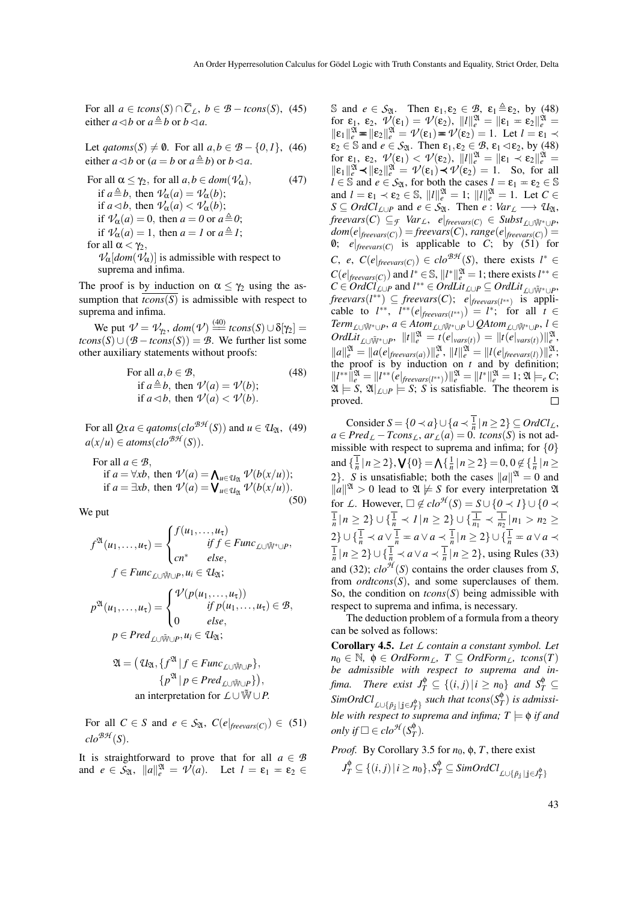For all $a \in tcons(S) \cap \overline{C}_{\mathcal{L}}$, $b \in \mathcal{B} - tcons(S)$, (45)
either $a \lhd b$ or $a \triangleq b$ or $b \lhd a$.

Let $qatoms(S) \neq \emptyset$. For all $a, b \in \mathcal{B} - \{0, 1\}$, (46)
either $a \lhd b$ or ($a = b$ or $a \triangleq b$) or $b \lhd a$.

For all $\alpha \leq \gamma_2$, for all $a, b \in dom(\mathcal{V}_\alpha)$, (47)
if $a \triangleq b$, then $\mathcal{V}_\alpha(a) = \mathcal{V}_\alpha(b)$;
if $a \lhd b$, then $\mathcal{V}_\alpha(a) < \mathcal{V}_\alpha(b)$;
if $\mathcal{V}_\alpha(a) = 0$, then $a = 0$ or $a \triangleq 0$;
if $\mathcal{V}_\alpha(a) = 1$, then $a = 1$ or $a \triangleq 1$;
for all $\alpha < \gamma_2$,
$\mathcal{V}_\alpha[dom(\mathcal{V}_\alpha)]$ is admissible with respect to suprema and infima.

The proof is by induction on $\alpha \leq \gamma_2$ using the assumption that $tcons(S)$ is admissible with respect to suprema and infima.

We put $\mathcal{V} = \mathcal{V}_{\gamma_2}$, $dom(\mathcal{V}) \overset{(40)}{=\!=} tcons(S) \cup \delta[\gamma_2] = tcons(S) \cup (\mathcal{B} - tcons(S)) = \mathcal{B}$. We further list some other auxiliary statements without proofs:

For all $a, b \in \mathcal{B}$, (48)
if $a \triangleq b$, then $\mathcal{V}(a) = \mathcal{V}(b)$;
if $a \lhd b$, then $\mathcal{V}(a) < \mathcal{V}(b)$.

For all $Qx\, a \in qatoms(clo^{\mathcal{BH}}(S))$ and $u \in \mathcal{U}_{\mathfrak{A}}$, (49)
$a(x/u) \in atoms(clo^{\mathcal{BH}}(S))$.

For all $a \in \mathcal{B}$,
if $a = \forall x b$, then $\mathcal{V}(a) = \bigwedge_{u \in \mathcal{U}_{\mathfrak{A}}} \mathcal{V}(b(x/u))$;
if $a = \exists x b$, then $\mathcal{V}(a) = \bigvee_{u \in \mathcal{U}_{\mathfrak{A}}} \mathcal{V}(b(x/u))$. (50)

We put

$$f^{\mathfrak{A}}(u_1, \dots, u_\tau) = \begin{cases} f(u_1, \dots, u_\tau) & \\ & \textit{if } f \in Func_{\mathcal{L} \cup \tilde{\mathbb{W}}^* \cup P}, \\ cn^* & \textit{else}, \end{cases}$$
$$f \in Func_{\mathcal{L} \cup \tilde{\mathbb{W}} \cup P}, u_i \in \mathcal{U}_{\mathfrak{A}};$$

$$p^{\mathfrak{A}}(u_1, \dots, u_\tau) = \begin{cases} \mathcal{V}(p(u_1, \dots, u_\tau)) & \\ & \textit{if } p(u_1, \dots, u_\tau) \in \mathcal{B}, \\ 0 & \textit{else}, \end{cases}$$
$$p \in Pred_{\mathcal{L} \cup \tilde{\mathbb{W}} \cup P}, u_i \in \mathcal{U}_{\mathfrak{A}};$$

$$\mathfrak{A} = \big(\mathcal{U}_{\mathfrak{A}}, \{f^{\mathfrak{A}} \,|\, f \in Func_{\mathcal{L} \cup \tilde{\mathbb{W}} \cup P}\}, \{p^{\mathfrak{A}} \,|\, p \in Pred_{\mathcal{L} \cup \tilde{\mathbb{W}} \cup P}\}\big),$$
an interpretation for $\mathcal{L} \cup \tilde{\mathbb{W}} \cup P$.

For all $C \in S$ and $e \in \mathcal{S}_{\mathfrak{A}}$, $C(e|_{freevars(C)}) \in$ (51)
$clo^{\mathcal{BH}}(S)$.

It is straightforward to prove that for all $a \in \mathcal{B}$ and $e \in \mathcal{S}_{\mathfrak{A}}$, $\|a\|_e^{\mathfrak{A}} = \mathcal{V}(a)$. Let $l = \varepsilon_1 \eqcirc \varepsilon_2 \in \mathbb{S}$ and $e \in \mathcal{S}_{\mathfrak{A}}$. Then $\varepsilon_1, \varepsilon_2 \in \mathcal{B}$, $\varepsilon_1 \triangleq \varepsilon_2$, by (48) for $\varepsilon_1$, $\varepsilon_2$, $\mathcal{V}(\varepsilon_1) = \mathcal{V}(\varepsilon_2)$, $\|l\|_e^{\mathfrak{A}} = \|\varepsilon_1 \eqcirc \varepsilon_2\|_e^{\mathfrak{A}} = \|\varepsilon_1\|_e^{\mathfrak{A}} \eqcirc \|\varepsilon_2\|_e^{\mathfrak{A}} = \mathcal{V}(\varepsilon_1) \eqcirc \mathcal{V}(\varepsilon_2) = 1$. Let $l = \varepsilon_1 \prec \varepsilon_2 \in \mathbb{S}$ and $e \in \mathcal{S}_{\mathfrak{A}}$. Then $\varepsilon_1, \varepsilon_2 \in \mathcal{B}$, $\varepsilon_1 \lhd \varepsilon_2$, by (48) for $\varepsilon_1$, $\varepsilon_2$, $\mathcal{V}(\varepsilon_1) < \mathcal{V}(\varepsilon_2)$, $\|l\|_e^{\mathfrak{A}} = \|\varepsilon_1 \prec \varepsilon_2\|_e^{\mathfrak{A}} = \|\varepsilon_1\|_e^{\mathfrak{A}} \prec \|\varepsilon_2\|_e^{\mathfrak{A}} = \mathcal{V}(\varepsilon_1) \prec \mathcal{V}(\varepsilon_2) = 1$. So, for all $l \in \mathbb{S}$ and $e \in \mathcal{S}_{\mathfrak{A}}$, for both the cases $l = \varepsilon_1 \eqcirc \varepsilon_2 \in \mathbb{S}$ and $l = \varepsilon_1 \prec \varepsilon_2 \in \mathbb{S}$, $\|l\|_e^{\mathfrak{A}} = 1$; $\|l\|_e^{\mathfrak{A}} = 1$. Let $C \in S \subseteq OrdCl_{\mathcal{L} \cup P}$ and $e \in \mathcal{S}_{\mathfrak{A}}$. Then $e : Var_{\mathcal{L}} \longrightarrow \mathcal{U}_{\mathfrak{A}}$, $freevars(C) \subseteq_{\mathcal{F}} Var_{\mathcal{L}}$, $e|_{freevars(C)} \in Subst_{\mathcal{L} \cup \tilde{\mathbb{W}}^* \cup P}$, $dom(e|_{freevars(C)}) = freevars(C)$, $range(e|_{freevars(C)}) = \emptyset$; $e|_{freevars(C)}$ is applicable to $C$; by (51) for $C$, $e$, $C(e|_{freevars(C)}) \in clo^{\mathcal{BH}}(S)$, there exists $l^* \in C(e|_{freevars(C)})$ and $l^* \in \mathbb{S}$, $\|l^*\|_e^{\mathfrak{A}} = 1$; there exists $l^{**} \in C \in OrdCl_{\mathcal{L} \cup P}$ and $l^{**} \in OrdLit_{\mathcal{L} \cup P} \subseteq OrdLit_{\mathcal{L} \cup \tilde{\mathbb{W}}^* \cup P}$, $freevars(l^{**}) \subseteq freevars(C)$; $e|_{freevars(l^{**})}$ is applicable to $l^{**}$, $l^{**}(e|_{freevars(l^{**})}) = l^*$; for all $t \in Term_{\mathcal{L} \cup \tilde{\mathbb{W}}^* \cup P}$, $a \in Atom_{\mathcal{L} \cup \tilde{\mathbb{W}}^* \cup P} \cup QAtom_{\mathcal{L} \cup \tilde{\mathbb{W}}^* \cup P}$, $l \in OrdLit_{\mathcal{L} \cup \tilde{\mathbb{W}}^* \cup P}$, $\|t\|_e^{\mathfrak{A}} = t(e|_{vars(t)}) = \|t(e|_{vars(t)})\|_e^{\mathfrak{A}}$, $\|a\|_e^{\mathfrak{A}} = \|a(e|_{freevars(a)})\|_e^{\mathfrak{A}}$, $\|l\|_e^{\mathfrak{A}} = \|l(e|_{freevars(l)})\|_e^{\mathfrak{A}}$; the proof is by induction on $t$ and by definition; $\|l^{**}\|_e^{\mathfrak{A}} = \|l^{**}(e|_{freevars(l^{**})})\|_e^{\mathfrak{A}} = \|l^*\|_e^{\mathfrak{A}} = 1$; $\mathfrak{A} \models_e C$; $\mathfrak{A} \models S$, $\mathfrak{A}|_{\mathcal{L} \cup P} \models S$; $S$ is satisfiable. The theorem is proved. $\square$

Consider $S = \{0 \prec a\} \cup \{a \prec \overline{\tfrac{1}{n}} \,|\, n \geq 2\} \subseteq OrdCl_{\mathcal{L}}$, $a \in Pred_{\mathcal{L}} - Tcons_{\mathcal{L}}$, $ar_{\mathcal{L}}(a) = 0$. $tcons(S)$ is not admissible with respect to suprema and infima; for $\{0\}$ and $\{\overline{\tfrac{1}{n}} \,|\, n \geq 2\}$, $\bigvee\{0\} = \bigwedge\{\tfrac{1}{n} \,|\, n \geq 2\} = 0$, $0 \notin \{\tfrac{1}{n} \,|\, n \geq 2\}$. $S$ is unsatisfiable; both the cases $\|a\|^{\mathfrak{A}} = 0$ and $\|a\|^{\mathfrak{A}} > 0$ lead to $\mathfrak{A} \not\models S$ for every interpretation $\mathfrak{A}$ for $\mathcal{L}$. However, $\square \notin clo^{\mathcal{H}}(S) = S \cup \{0 \prec 1\} \cup \{0 \prec \overline{\tfrac{1}{n}} \,|\, n \geq 2\} \cup \{\overline{\tfrac{1}{n}} \prec 1 \,|\, n \geq 2\} \cup \{\overline{\tfrac{1}{n_1}} \prec \overline{\tfrac{1}{n_2}} \,|\, n_1 > n_2 \geq 2\} \cup \{\overline{\tfrac{1}{n}} \prec a \vee \overline{\tfrac{1}{n}} \eqcirc a \vee a \prec \overline{\tfrac{1}{n}} \,|\, n \geq 2\} \cup \{\overline{\tfrac{1}{n}} \eqcirc a \vee a \prec \overline{\tfrac{1}{n}} \,|\, n \geq 2\} \cup \{\overline{\tfrac{1}{n}} \prec a \vee a \prec \overline{\tfrac{1}{n}} \,|\, n \geq 2\}$, using Rules (33) and (32); $clo^{\mathcal{H}}(S)$ contains the order clauses from $S$, from $ordtcons(S)$, and some superclauses of them. So, the condition on $tcons(S)$ being admissible with respect to suprema and infima, is necessary.

The deduction problem of a formula from a theory can be solved as follows:

**Corollary 4.5.** *Let $\mathcal{L}$ contain a constant symbol. Let $n_0 \in \mathbb{N}$, $\phi \in OrdForm_{\mathcal{L}}$, $T \subseteq OrdForm_{\mathcal{L}}$, $tcons(T)$ be admissible with respect to suprema and infima. There exist $J_T^\phi \subseteq \{(i,j) \,|\, i \geq n_0\}$ and $S_T^\phi \subseteq SimOrdCl_{\mathcal{L} \cup \{\tilde{p}_{\mathrm{j}} \,|\, \mathrm{j} \in J_T^\phi\}}$ such that $tcons(S_T^\phi)$ is admissible with respect to suprema and infima; $T \models \phi$ if and only if $\square \in clo^{\mathcal{H}}(S_T^\phi)$.*

*Proof.* By Corollary 3.5 for $n_0$, $\phi$, $T$, there exist

$$J_T^\phi \subseteq \{(i,j) \,|\, i \geq n_0\}, S_T^\phi \subseteq SimOrdCl_{\mathcal{L} \cup \{\tilde{p}_{\mathrm{j}} \,|\, \mathrm{j} \in J_T^\phi\}}$$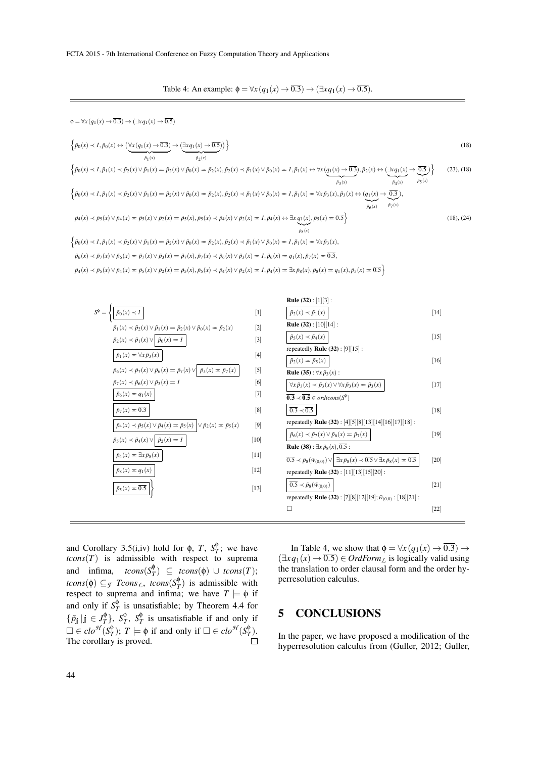Table 4: An example: $\phi = \forall x(q_1(x) \to \overline{0.3}) \to (\exists x q_1(x) \to \overline{0.5})$.

$\phi = \forall x(q_1(x) \to \overline{0.3}) \to (\exists x q_1(x) \to \overline{0.5})$

$$\Big\{\tilde{p}_0(x) \prec 1, \tilde{p}_0(x) \leftrightarrow (\underbrace{\forall x(q_1(x) \to \overline{0.3})}_{\tilde{p}_1(x)} \to \underbrace{(\exists x q_1(x) \to \overline{0.5})}_{\tilde{p}_2(x)})\Big\} \tag{18}$$

$$\Big\{\tilde{p}_0(x) \prec 1, \tilde{p}_1(x) \prec \tilde{p}_2(x) \vee \tilde{p}_1(x) = \tilde{p}_2(x) \vee \tilde{p}_0(x) = \tilde{p}_2(x), \tilde{p}_2(x) \prec \tilde{p}_1(x) \vee \tilde{p}_0(x) = 1, \tilde{p}_1(x) \leftrightarrow \forall x \underbrace{(q_1(x) \to \overline{0.3})}_{\tilde{p}_3(x)}, \tilde{p}_2(x) \leftrightarrow (\underbrace{\exists x q_1(x)}_{\tilde{p}_4(x)} \to \underbrace{\overline{0.5}}_{\tilde{p}_5(x)})\Big\} \quad (23), (18)$$

$$\Big\{\tilde{p}_0(x) \prec 1, \tilde{p}_1(x) \prec \tilde{p}_2(x) \vee \tilde{p}_1(x) = \tilde{p}_2(x) \vee \tilde{p}_0(x) = \tilde{p}_2(x), \tilde{p}_2(x) \prec \tilde{p}_1(x) \vee \tilde{p}_0(x) = 1, \tilde{p}_1(x) = \forall x \tilde{p}_3(x), \tilde{p}_3(x) \leftrightarrow (\underbrace{q_1(x)}_{\tilde{p}_6(x)} \to \underbrace{\overline{0.3}}_{\tilde{p}_7(x)}),$$

$$\tilde{p}_4(x) \prec \tilde{p}_5(x) \vee \tilde{p}_4(x) = \tilde{p}_5(x) \vee \tilde{p}_2(x) = \tilde{p}_5(x), \tilde{p}_5(x) \prec \tilde{p}_4(x) \vee \tilde{p}_2(x) = 1, \tilde{p}_4(x) \leftrightarrow \exists x \underbrace{q_1(x)}_{\tilde{p}_8(x)}, \tilde{p}_5(x) = \overline{0.5}\Big\} \quad (18), (24)$$

$$\Big\{\tilde{p}_0(x) \prec 1, \tilde{p}_1(x) \prec \tilde{p}_2(x) \vee \tilde{p}_1(x) = \tilde{p}_2(x) \vee \tilde{p}_0(x) = \tilde{p}_2(x), \tilde{p}_2(x) \prec \tilde{p}_1(x) \vee \tilde{p}_0(x) = 1, \tilde{p}_1(x) = \forall x \tilde{p}_3(x),$$

$$\tilde{p}_6(x) \prec \tilde{p}_7(x) \vee \tilde{p}_6(x) = \tilde{p}_7(x) \vee \tilde{p}_3(x) = \tilde{p}_7(x), \tilde{p}_7(x) \prec \tilde{p}_6(x) \vee \tilde{p}_3(x) = 1, \tilde{p}_6(x) = q_1(x), \tilde{p}_7(x) = \overline{0.3},$$

$$\tilde{p}_4(x) \prec \tilde{p}_5(x) \vee \tilde{p}_4(x) = \tilde{p}_5(x) \vee \tilde{p}_2(x) = \tilde{p}_5(x), \tilde{p}_5(x) \prec \tilde{p}_4(x) \vee \tilde{p}_2(x) = 1, \tilde{p}_4(x) = \exists x \tilde{p}_8(x), \tilde{p}_8(x) = q_1(x), \tilde{p}_5(x) = \overline{0.5}\Big\}$$

$S^\phi = \Big\{$

| Clause | No. |
|---|---|
| $\boxed{\tilde{p}_0(x) \prec 1}$ | [1] |
| $\tilde{p}_1(x) \prec \tilde{p}_2(x) \vee \tilde{p}_1(x) = \tilde{p}_2(x) \vee \tilde{p}_0(x) = \tilde{p}_2(x)$ | [2] |
| $\tilde{p}_2(x) \prec \tilde{p}_1(x) \vee \boxed{\tilde{p}_0(x) = 1}$ | [3] |
| $\boxed{\tilde{p}_1(x) = \forall x \tilde{p}_3(x)}$ | [4] |
| $\tilde{p}_6(x) \prec \tilde{p}_7(x) \vee \tilde{p}_6(x) = \tilde{p}_7(x) \vee \boxed{\tilde{p}_3(x) = \tilde{p}_7(x)}$ | [5] |
| $\tilde{p}_7(x) \prec \tilde{p}_6(x) \vee \tilde{p}_3(x) = 1$ | [6] |
| $\boxed{\tilde{p}_6(x) = q_1(x)}$ | [7] |
| $\boxed{\tilde{p}_7(x) = \overline{0.3}}$ | [8] |
| $\boxed{\tilde{p}_4(x) \prec \tilde{p}_5(x) \vee \tilde{p}_4(x) = \tilde{p}_5(x)} \vee \tilde{p}_2(x) = \tilde{p}_5(x)$ | [9] |
| $\tilde{p}_5(x) \prec \tilde{p}_4(x) \vee \boxed{\tilde{p}_2(x) = 1}$ | [10] |
| $\boxed{\tilde{p}_4(x) = \exists x \tilde{p}_8(x)}$ | [11] |
| $\boxed{\tilde{p}_8(x) = q_1(x)}$ | [12] |
| $\boxed{\tilde{p}_5(x) = \overline{0.5}}\ \Big\}$ | [13] |
| **Rule (32)** : [1][3] : | |
| $\boxed{\tilde{p}_2(x) \prec \tilde{p}_1(x)}$ | [14] |
| **Rule (32)** : [10][14] : | |
| $\boxed{\tilde{p}_5(x) \prec \tilde{p}_4(x)}$ | [15] |
| repeatedly **Rule (32)** : [9][15] : | |
| $\boxed{\tilde{p}_2(x) = \tilde{p}_5(x)}$ | [16] |
| **Rule (35)** : $\forall x \tilde{p}_3(x)$ : | |
| $\boxed{\forall x \tilde{p}_3(x) \prec \tilde{p}_3(x) \vee \forall x \tilde{p}_3(x) = \tilde{p}_3(x)}$ | [17] |
| $\overline{0.3} \prec \overline{0.5} \in ordtcons(S^\phi)$ | |
| $\boxed{\overline{0.3} \prec \overline{0.5}}$ | [18] |
| repeatedly **Rule (32)** : [4][5][8][13][14][16][17][18] : | |
| $\boxed{\tilde{p}_6(x) \prec \tilde{p}_7(x) \vee \tilde{p}_6(x) = \tilde{p}_7(x)}$ | [19] |
| **Rule (38)** : $\exists x \tilde{p}_8(x), \overline{0.5}$ : | |
| $\overline{0.5} \prec \tilde{p}_8(\tilde{w}_{(0,0)}) \vee \boxed{\exists x \tilde{p}_8(x) \prec \overline{0.5} \vee \exists x \tilde{p}_8(x) = \overline{0.5}}$ | [20] |
| repeatedly **Rule (32)** : [11][13][15][20] : | |
| $\boxed{\overline{0.5} \prec \tilde{p}_8(\tilde{w}_{(0,0)})}$ | [21] |
| repeatedly **Rule (32)** : [7][8][12][19]; $\tilde{w}_{(0,0)}$ : [18][21] : | |
| $\square$ | [22] |

and Corollary 3.5(i,iv) hold for $\phi$, $T$, $S_T^\phi$; we have $tcons(T)$ is admissible with respect to suprema and infima, $tcons(S_T^\phi) \subseteq tcons(\phi) \cup tcons(T)$; $tcons(\phi) \subseteq_{\mathcal{F}} Tcons_{\mathcal{L}}$, $tcons(S_T^\phi)$ is admissible with respect to suprema and infima; we have $T \models \phi$ if and only if $S_T^\phi$ is unsatisfiable; by Theorem 4.4 for $\{\tilde{p}_{\mathbb{j}} \,|\, \mathbb{j} \in J_T^\phi\}$, $S_T^\phi$, $S_T^\phi$ is unsatisfiable if and only if $\square \in clo^{\mathcal{H}}(S_T^\phi)$; $T \models \phi$ if and only if $\square \in clo^{\mathcal{H}}(S_T^\phi)$. The corollary is proved. $\square$

In Table 4, we show that $\phi = \forall x(q_1(x) \to \overline{0.3}) \to (\exists x q_1(x) \to \overline{0.5}) \in OrdForm_{\mathcal{L}}$ is logically valid using the translation to order clausal form and the order hyperresolution calculus.

## 5 CONCLUSIONS

In the paper, we have proposed a modification of the hyperresolution calculus from (Guller, 2012; Guller,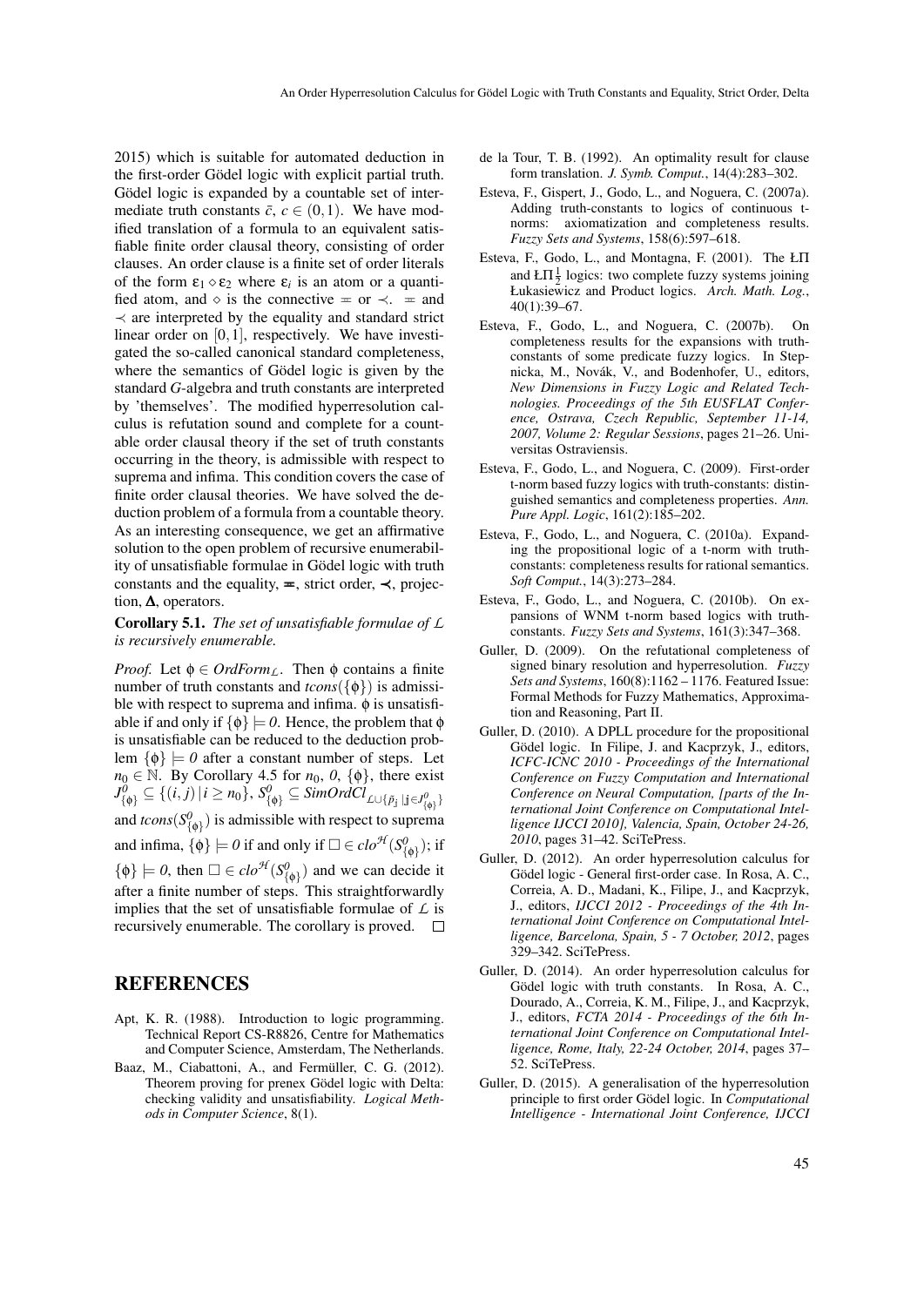2015) which is suitable for automated deduction in the first-order Gödel logic with explicit partial truth. Gödel logic is expanded by a countable set of intermediate truth constants $\bar{c}$, $c \in (0,1)$. We have modified translation of a formula to an equivalent satisfiable finite order clausal theory, consisting of order clauses. An order clause is a finite set of order literals of the form $\varepsilon_1 \diamond \varepsilon_2$ where $\varepsilon_i$ is an atom or a quantified atom, and $\diamond$ is the connective $\eqcirc$ or $\prec$. $\eqcirc$ and $\prec$ are interpreted by the equality and standard strict linear order on $[0,1]$, respectively. We have investigated the so-called canonical standard completeness, where the semantics of Gödel logic is given by the standard $G$-algebra and truth constants are interpreted by 'themselves'. The modified hyperresolution calculus is refutation sound and complete for a countable order clausal theory if the set of truth constants occurring in the theory, is admissible with respect to suprema and infima. This condition covers the case of finite order clausal theories. We have solved the deduction problem of a formula from a countable theory. As an interesting consequence, we get an affirmative solution to the open problem of recursive enumerability of unsatisfiable formulae in Gödel logic with truth constants and the equality, $\eqcirc$, strict order, $\prec$, projection, $\Delta$, operators.

**Corollary 5.1.** *The set of unsatisfiable formulae of $\mathcal{L}$ is recursively enumerable.*

*Proof.* Let $\phi \in OrdForm_{\mathcal{L}}$. Then $\phi$ contains a finite number of truth constants and $tcons(\{\phi\})$ is admissible with respect to suprema and infima. $\phi$ is unsatisfiable if and only if $\{\phi\} \models 0$. Hence, the problem that $\phi$ is unsatisfiable can be reduced to the deduction problem $\{\phi\} \models 0$ after a constant number of steps. Let $n_0 \in \mathbb{N}$. By Corollary 4.5 for $n_0$, $0$, $\{\phi\}$, there exist $J^0_{\{\phi\}} \subseteq \{(i,j) \,|\, i \geq n_0\}$, $S^0_{\{\phi\}} \subseteq SimOrdCl_{\mathcal{L}\cup\{\tilde{p}_{\mathbb{j}} \,|\, \mathbb{j} \in J^0_{\{\phi\}}\}}$ and $tcons(S^0_{\{\phi\}})$ is admissible with respect to suprema and infima, $\{\phi\} \models 0$ if and only if $\square \in clo^{\mathcal{H}}(S^0_{\{\phi\}})$; if $\{\phi\} \models 0$, then $\square \in clo^{\mathcal{H}}(S^0_{\{\phi\}})$ and we can decide it after a finite number of steps. This straightforwardly implies that the set of unsatisfiable formulae of $\mathcal{L}$ is recursively enumerable. The corollary is proved. $\square$

## REFERENCES

Apt, K. R. (1988). Introduction to logic programming. Technical Report CS-R8826, Centre for Mathematics and Computer Science, Amsterdam, The Netherlands.

Baaz, M., Ciabattoni, A., and Fermüller, C. G. (2012). Theorem proving for prenex Gödel logic with Delta: checking validity and unsatisfiability. *Logical Methods in Computer Science*, 8(1).

de la Tour, T. B. (1992). An optimality result for clause form translation. *J. Symb. Comput.*, 14(4):283–302.

Esteva, F., Gispert, J., Godo, L., and Noguera, C. (2007a). Adding truth-constants to logics of continuous t-norms: axiomatization and completeness results. *Fuzzy Sets and Systems*, 158(6):597–618.

Esteva, F., Godo, L., and Montagna, F. (2001). The ŁΠ and ŁΠ$\frac{1}{2}$ logics: two complete fuzzy systems joining Łukasiewicz and Product logics. *Arch. Math. Log.*, 40(1):39–67.

Esteva, F., Godo, L., and Noguera, C. (2007b). On completeness results for the expansions with truth-constants of some predicate fuzzy logics. In Stepnicka, M., Novák, V., and Bodenhofer, U., editors, *New Dimensions in Fuzzy Logic and Related Technologies. Proceedings of the 5th EUSFLAT Conference, Ostrava, Czech Republic, September 11-14, 2007, Volume 2: Regular Sessions*, pages 21–26. Universitas Ostraviensis.

Esteva, F., Godo, L., and Noguera, C. (2009). First-order t-norm based fuzzy logics with truth-constants: distinguished semantics and completeness properties. *Ann. Pure Appl. Logic*, 161(2):185–202.

Esteva, F., Godo, L., and Noguera, C. (2010a). Expanding the propositional logic of a t-norm with truth-constants: completeness results for rational semantics. *Soft Comput.*, 14(3):273–284.

Esteva, F., Godo, L., and Noguera, C. (2010b). On expansions of WNM t-norm based logics with truth-constants. *Fuzzy Sets and Systems*, 161(3):347–368.

Guller, D. (2009). On the refutational completeness of signed binary resolution and hyperresolution. *Fuzzy Sets and Systems*, 160(8):1162 – 1176. Featured Issue: Formal Methods for Fuzzy Mathematics, Approximation and Reasoning, Part II.

Guller, D. (2010). A DPLL procedure for the propositional Gödel logic. In Filipe, J. and Kacprzyk, J., editors, *ICFC-ICNC 2010 - Proceedings of the International Conference on Fuzzy Computation and International Conference on Neural Computation, [parts of the International Joint Conference on Computational Intelligence IJCCI 2010], Valencia, Spain, October 24-26, 2010*, pages 31–42. SciTePress.

Guller, D. (2012). An order hyperresolution calculus for Gödel logic - General first-order case. In Rosa, A. C., Correia, A. D., Madani, K., Filipe, J., and Kacprzyk, J., editors, *IJCCI 2012 - Proceedings of the 4th International Joint Conference on Computational Intelligence, Barcelona, Spain, 5 - 7 October, 2012*, pages 329–342. SciTePress.

Guller, D. (2014). An order hyperresolution calculus for Gödel logic with truth constants. In Rosa, A. C., Dourado, A., Correia, K. M., Filipe, J., and Kacprzyk, J., editors, *FCTA 2014 - Proceedings of the 6th International Joint Conference on Computational Intelligence, Rome, Italy, 22-24 October, 2014*, pages 37–52. SciTePress.

Guller, D. (2015). A generalisation of the hyperresolution principle to first order Gödel logic. In *Computational Intelligence - International Joint Conference, IJCCI*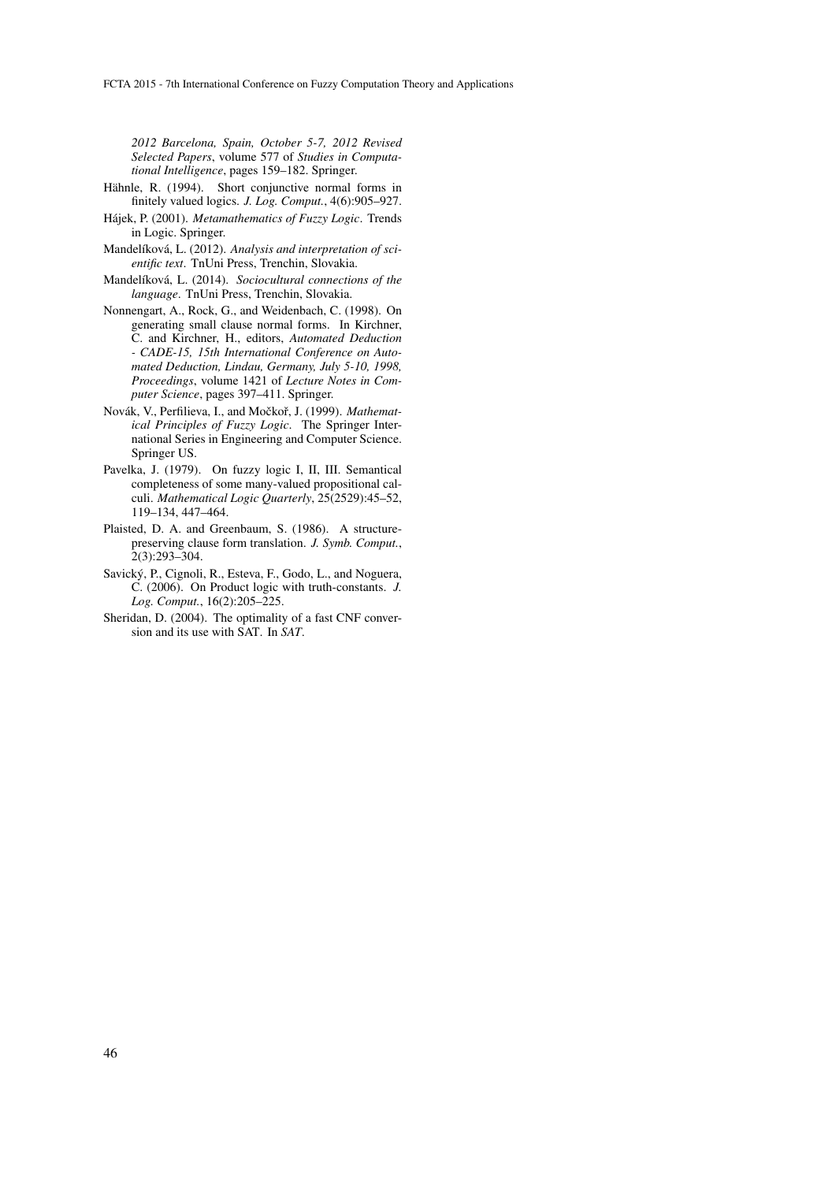2012 Barcelona, Spain, October 5-7, 2012 Revised Selected Papers*, volume 577 of *Studies in Computational Intelligence*, pages 159–182. Springer.

Hähnle, R. (1994). Short conjunctive normal forms in finitely valued logics. *J. Log. Comput.*, 4(6):905–927.

Hájek, P. (2001). *Metamathematics of Fuzzy Logic*. Trends in Logic. Springer.

Mandelíková, L. (2012). *Analysis and interpretation of scientific text*. TnUni Press, Trenchin, Slovakia.

Mandelíková, L. (2014). *Sociocultural connections of the language*. TnUni Press, Trenchin, Slovakia.

Nonnengart, A., Rock, G., and Weidenbach, C. (1998). On generating small clause normal forms. In Kirchner, C. and Kirchner, H., editors, *Automated Deduction - CADE-15, 15th International Conference on Automated Deduction, Lindau, Germany, July 5-10, 1998, Proceedings*, volume 1421 of *Lecture Notes in Computer Science*, pages 397–411. Springer.

Novák, V., Perfilieva, I., and Močkoř, J. (1999). *Mathematical Principles of Fuzzy Logic*. The Springer International Series in Engineering and Computer Science. Springer US.

Pavelka, J. (1979). On fuzzy logic I, II, III. Semantical completeness of some many-valued propositional calculi. *Mathematical Logic Quarterly*, 25(2529):45–52, 119–134, 447–464.

Plaisted, D. A. and Greenbaum, S. (1986). A structure-preserving clause form translation. *J. Symb. Comput.*, 2(3):293–304.

Savický, P., Cignoli, R., Esteva, F., Godo, L., and Noguera, C. (2006). On Product logic with truth-constants. *J. Log. Comput.*, 16(2):205–225.

Sheridan, D. (2004). The optimality of a fast CNF conversion and its use with SAT. In *SAT*.